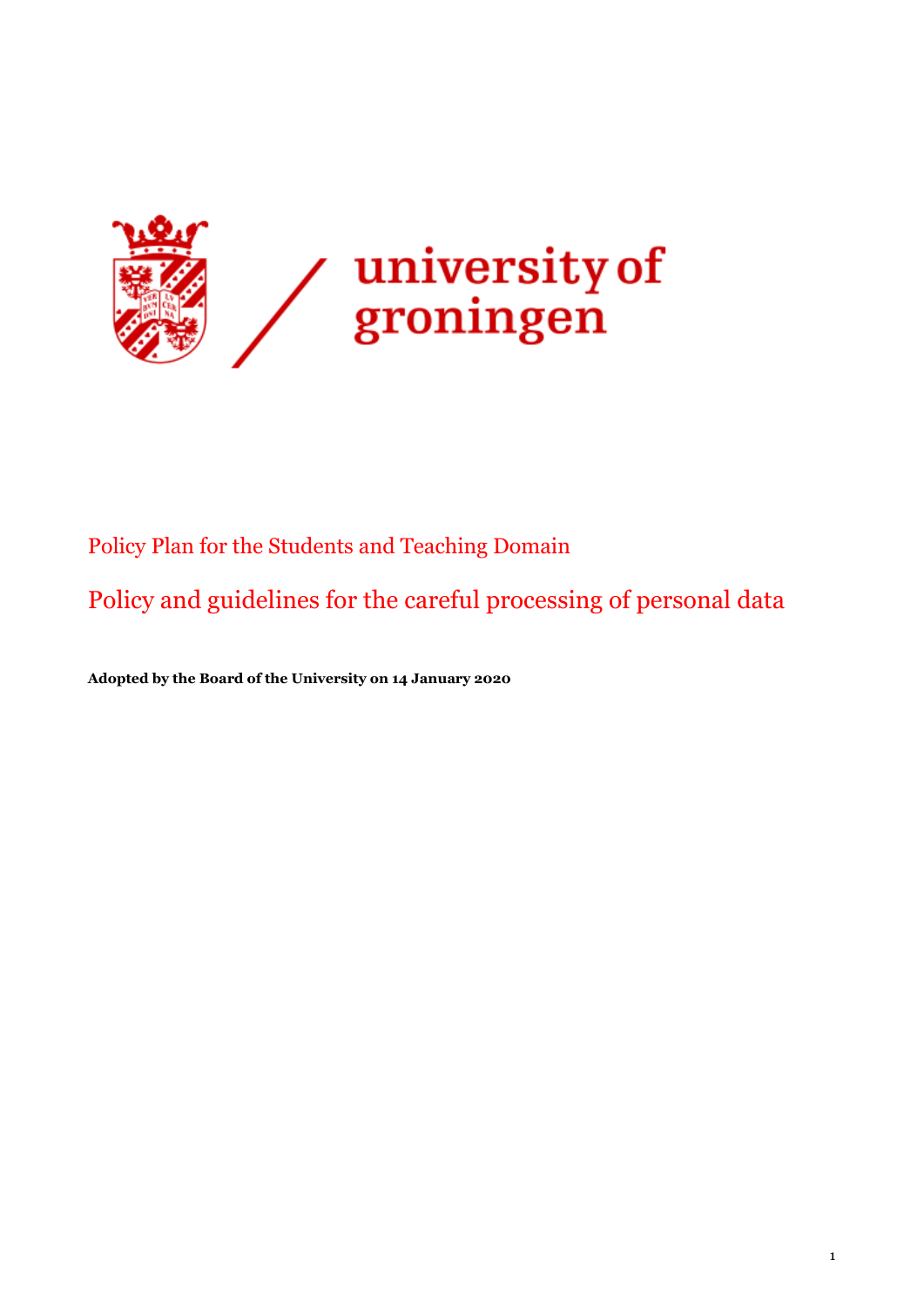university of groningen

# Policy Plan for the Students and Teaching Domain

# Policy and guidelines for the careful processing of personal data

**Adopted by the Board of the University on 14 January 2020**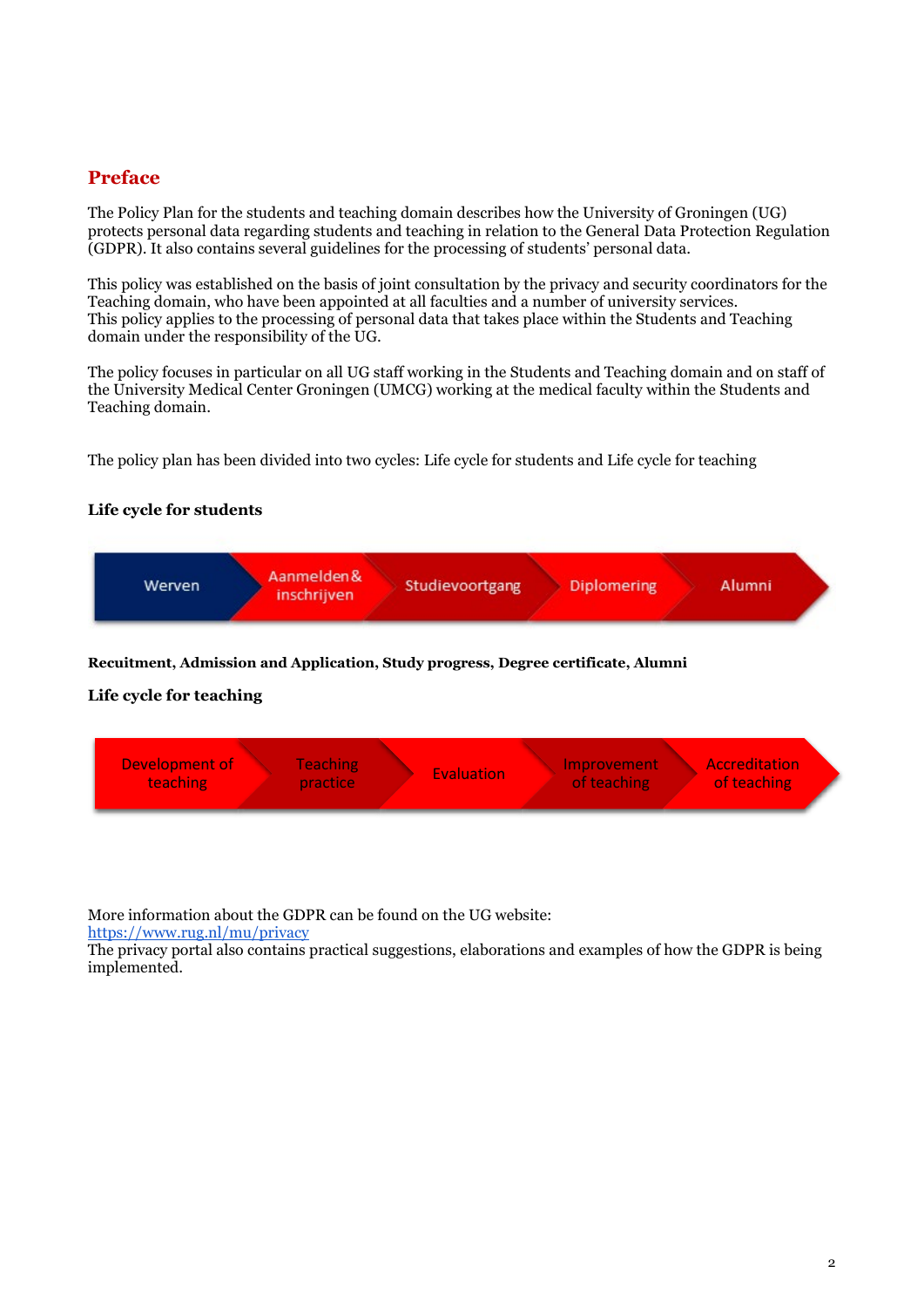## Preface

The Policy Plan for the students and teaching domain describes how the University of Groningen (UG) protects personal data regarding students and teaching in relation to the General Data Protection Regulation (GDPR). It also contains several guidelines for the processing of students' personal data.

This policy was established on the basis of joint consultation by the privacy and security coordinators for the Teaching domain, who have been appointed at all faculties and a number of university services.
This policy applies to the processing of personal data that takes place within the Students and Teaching domain under the responsibility of the UG.

The policy focuses in particular on all UG staff working in the Students and Teaching domain and on staff of the University Medical Center Groningen (UMCG) working at the medical faculty within the Students and Teaching domain.

The policy plan has been divided into two cycles: Life cycle for students and Life cycle for teaching

**Life cycle for students**

Werven → Aanmelden & inschrijven → Studievoortgang → Diplomering → Alumni

**Recuitment, Admission and Application, Study progress, Degree certificate, Alumni**

**Life cycle for teaching**

Development of teaching → Teaching practice → Evaluation → Improvement of teaching → Accreditation of teaching

More information about the GDPR can be found on the UG website:
[https://www.rug.nl/mu/privacy](https://www.rug.nl/mu/privacy)
The privacy portal also contains practical suggestions, elaborations and examples of how the GDPR is being implemented.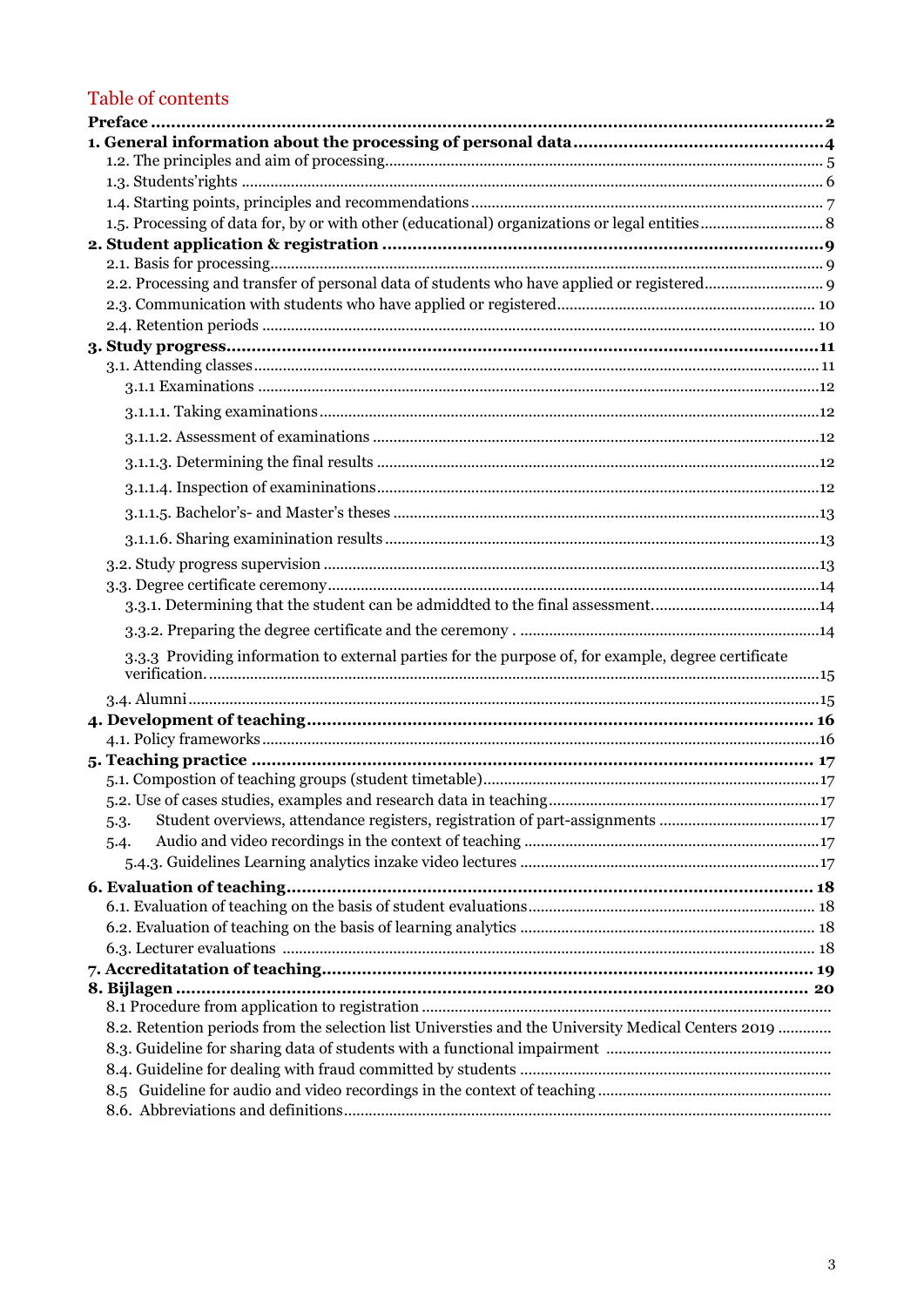## Table of contents

**Preface** ........ **2**

**1. General information about the processing of personal data** ........ **4**

1.2. The principles and aim of processing ........ 5

1.3. Students'rights ........ 6

1.4. Starting points, principles and recommendations ........ 7

1.5. Processing of data for, by or with other (educational) organizations or legal entities ........ 8

**2. Student application & registration** ........ **9**

2.1. Basis for processing ........ 9

2.2. Processing and transfer of personal data of students who have applied or registered ........ 9

2.3. Communication with students who have applied or registered ........ 10

2.4. Retention periods ........ 10

**3. Study progress** ........ **11**

3.1. Attending classes ........ 11

3.1.1 Examinations ........ 12

3.1.1.1. Taking examinations ........ 12

3.1.1.2. Assessment of examinations ........ 12

3.1.1.3. Determining the final results ........ 12

3.1.1.4. Inspection of examininations ........ 12

3.1.1.5. Bachelor's- and Master's theses ........ 13

3.1.1.6. Sharing examinination results ........ 13

3.2. Study progress supervision ........ 13

3.3. Degree certificate ceremony ........ 14

3.3.1. Determining that the student can be admiddted to the final assessment. ........ 14

3.3.2. Preparing the degree certificate and the ceremony . ........ 14

3.3.3 Providing information to external parties for the purpose of, for example, degree certificate verification. ........ 15

3.4. Alumni ........ 15

**4. Development of teaching** ........ **16**

4.1. Policy frameworks ........ 16

**5. Teaching practice** ........ **17**

5.1. Compostion of teaching groups (student timetable) ........ 17

5.2. Use of cases studies, examples and research data in teaching ........ 17

5.3. Student overviews, attendance registers, registration of part-assignments ........ 17

5.4. Audio and video recordings in the context of teaching ........ 17

5.4.3. Guidelines Learning analytics inzake video lectures ........ 17

**6. Evaluation of teaching** ........ **18**

6.1. Evaluation of teaching on the basis of student evaluations ........ 18

6.2. Evaluation of teaching on the basis of learning analytics ........ 18

6.3. Lecturer evaluations ........ 18

**7. Accreditatation of teaching** ........ **19**

**8. Bijlagen** ........ **20**

8.1 Procedure from application to registration ........

8.2. Retention periods from the selection list Universties and the University Medical Centers 2019 ........

8.3. Guideline for sharing data of students with a functional impairment ........

8.4. Guideline for dealing with fraud committed by students ........

8.5 Guideline for audio and video recordings in the context of teaching ........

8.6. Abbreviations and definitions ........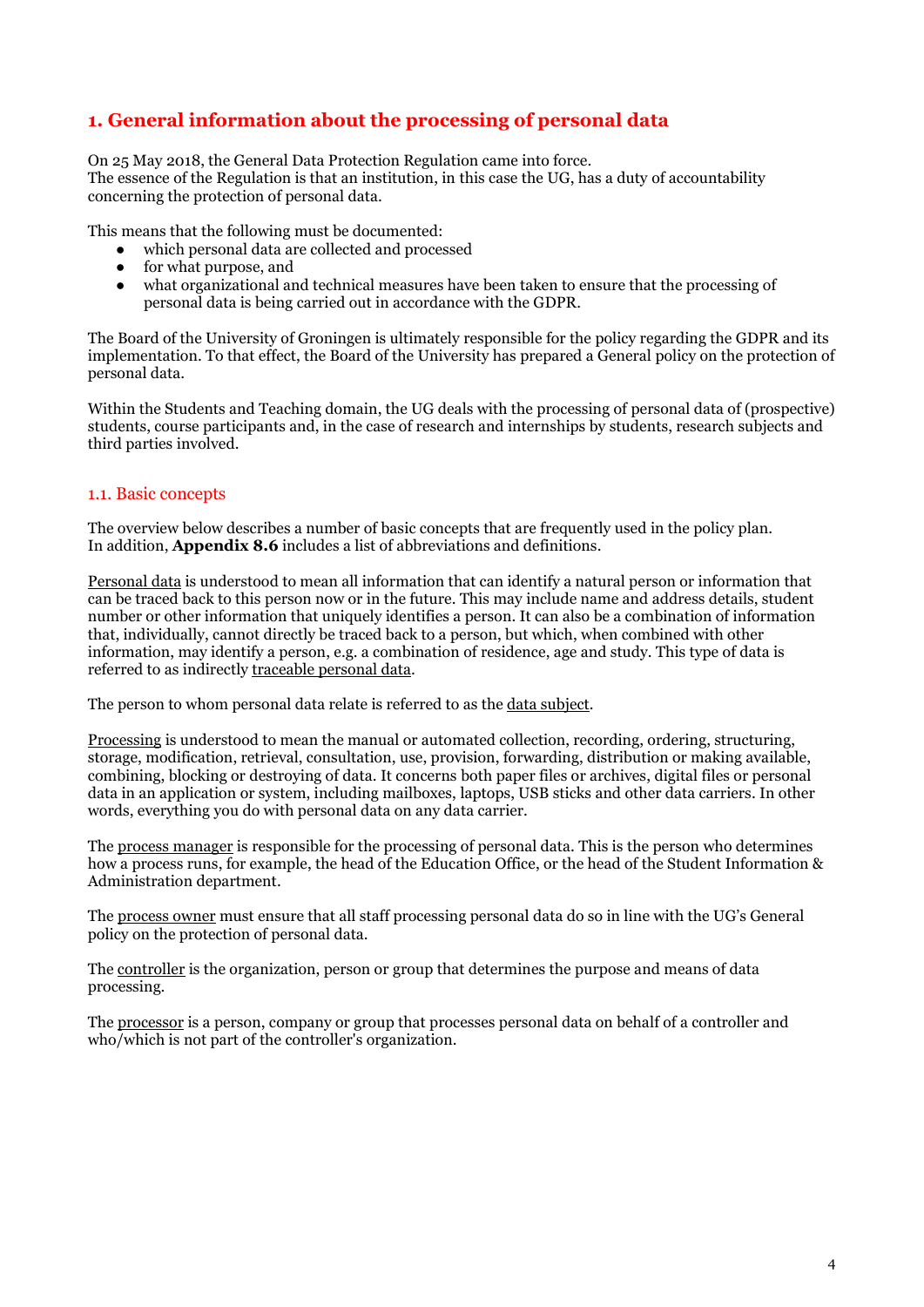## 1. General information about the processing of personal data

On 25 May 2018, the General Data Protection Regulation came into force.
The essence of the Regulation is that an institution, in this case the UG, has a duty of accountability concerning the protection of personal data.

This means that the following must be documented:

- which personal data are collected and processed
- for what purpose, and
- what organizational and technical measures have been taken to ensure that the processing of personal data is being carried out in accordance with the GDPR.

The Board of the University of Groningen is ultimately responsible for the policy regarding the GDPR and its implementation. To that effect, the Board of the University has prepared a General policy on the protection of personal data.

Within the Students and Teaching domain, the UG deals with the processing of personal data of (prospective) students, course participants and, in the case of research and internships by students, research subjects and third parties involved.

### 1.1. Basic concepts

The overview below describes a number of basic concepts that are frequently used in the policy plan.
In addition, **Appendix 8.6** includes a list of abbreviations and definitions.

Personal data is understood to mean all information that can identify a natural person or information that can be traced back to this person now or in the future. This may include name and address details, student number or other information that uniquely identifies a person. It can also be a combination of information that, individually, cannot directly be traced back to a person, but which, when combined with other information, may identify a person, e.g. a combination of residence, age and study. This type of data is referred to as indirectly traceable personal data.

The person to whom personal data relate is referred to as the data subject.

Processing is understood to mean the manual or automated collection, recording, ordering, structuring, storage, modification, retrieval, consultation, use, provision, forwarding, distribution or making available, combining, blocking or destroying of data. It concerns both paper files or archives, digital files or personal data in an application or system, including mailboxes, laptops, USB sticks and other data carriers. In other words, everything you do with personal data on any data carrier.

The process manager is responsible for the processing of personal data. This is the person who determines how a process runs, for example, the head of the Education Office, or the head of the Student Information & Administration department.

The process owner must ensure that all staff processing personal data do so in line with the UG's General policy on the protection of personal data.

The controller is the organization, person or group that determines the purpose and means of data processing.

The processor is a person, company or group that processes personal data on behalf of a controller and who/which is not part of the controller's organization.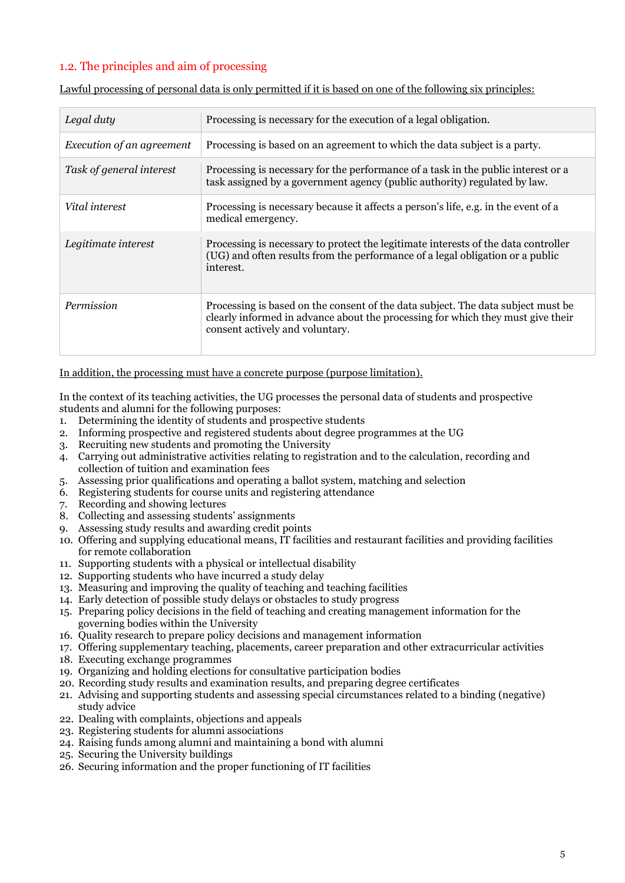## 1.2. The principles and aim of processing

Lawful processing of personal data is only permitted if it is based on one of the following six principles:

| | |
|---|---|
| *Legal duty* | Processing is necessary for the execution of a legal obligation. |
| *Execution of an agreement* | Processing is based on an agreement to which the data subject is a party. |
| *Task of general interest* | Processing is necessary for the performance of a task in the public interest or a task assigned by a government agency (public authority) regulated by law. |
| *Vital interest* | Processing is necessary because it affects a person's life, e.g. in the event of a medical emergency. |
| *Legitimate interest* | Processing is necessary to protect the legitimate interests of the data controller (UG) and often results from the performance of a legal obligation or a public interest. |
| *Permission* | Processing is based on the consent of the data subject. The data subject must be clearly informed in advance about the processing for which they must give their consent actively and voluntary. |

In addition, the processing must have a concrete purpose (purpose limitation).

In the context of its teaching activities, the UG processes the personal data of students and prospective students and alumni for the following purposes:

1. Determining the identity of students and prospective students
2. Informing prospective and registered students about degree programmes at the UG
3. Recruiting new students and promoting the University
4. Carrying out administrative activities relating to registration and to the calculation, recording and collection of tuition and examination fees
5. Assessing prior qualifications and operating a ballot system, matching and selection
6. Registering students for course units and registering attendance
7. Recording and showing lectures
8. Collecting and assessing students' assignments
9. Assessing study results and awarding credit points
10. Offering and supplying educational means, IT facilities and restaurant facilities and providing facilities for remote collaboration
11. Supporting students with a physical or intellectual disability
12. Supporting students who have incurred a study delay
13. Measuring and improving the quality of teaching and teaching facilities
14. Early detection of possible study delays or obstacles to study progress
15. Preparing policy decisions in the field of teaching and creating management information for the governing bodies within the University
16. Quality research to prepare policy decisions and management information
17. Offering supplementary teaching, placements, career preparation and other extracurricular activities
18. Executing exchange programmes
19. Organizing and holding elections for consultative participation bodies
20. Recording study results and examination results, and preparing degree certificates
21. Advising and supporting students and assessing special circumstances related to a binding (negative) study advice
22. Dealing with complaints, objections and appeals
23. Registering students for alumni associations
24. Raising funds among alumni and maintaining a bond with alumni
25. Securing the University buildings
26. Securing information and the proper functioning of IT facilities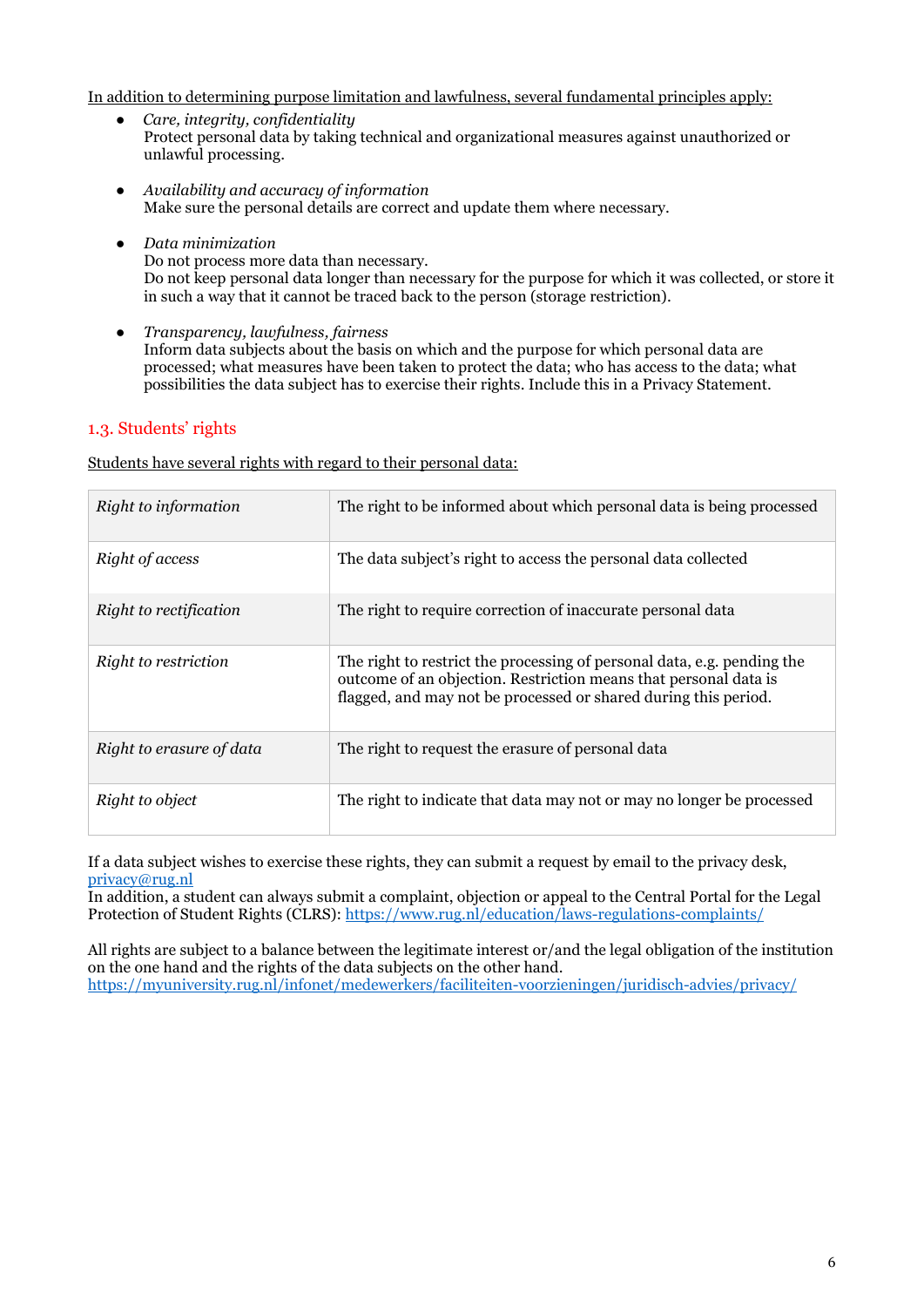In addition to determining purpose limitation and lawfulness, several fundamental principles apply:

- *Care, integrity, confidentiality*
  Protect personal data by taking technical and organizational measures against unauthorized or unlawful processing.

- *Availability and accuracy of information*
  Make sure the personal details are correct and update them where necessary.

- *Data minimization*
  Do not process more data than necessary.
  Do not keep personal data longer than necessary for the purpose for which it was collected, or store it in such a way that it cannot be traced back to the person (storage restriction).

- *Transparency, lawfulness, fairness*
  Inform data subjects about the basis on which and the purpose for which personal data are processed; what measures have been taken to protect the data; who has access to the data; what possibilities the data subject has to exercise their rights. Include this in a Privacy Statement.

## 1.3. Students' rights

Students have several rights with regard to their personal data:

| | |
|---|---|
| *Right to information* | The right to be informed about which personal data is being processed |
| *Right of access* | The data subject's right to access the personal data collected |
| *Right to rectification* | The right to require correction of inaccurate personal data |
| *Right to restriction* | The right to restrict the processing of personal data, e.g. pending the outcome of an objection. Restriction means that personal data is flagged, and may not be processed or shared during this period. |
| *Right to erasure of data* | The right to request the erasure of personal data |
| *Right to object* | The right to indicate that data may not or may no longer be processed |

If a data subject wishes to exercise these rights, they can submit a request by email to the privacy desk, privacy@rug.nl
In addition, a student can always submit a complaint, objection or appeal to the Central Portal for the Legal Protection of Student Rights (CLRS): https://www.rug.nl/education/laws-regulations-complaints/

All rights are subject to a balance between the legitimate interest or/and the legal obligation of the institution on the one hand and the rights of the data subjects on the other hand.
https://myuniversity.rug.nl/infonet/medewerkers/faciliteiten-voorzieningen/juridisch-advies/privacy/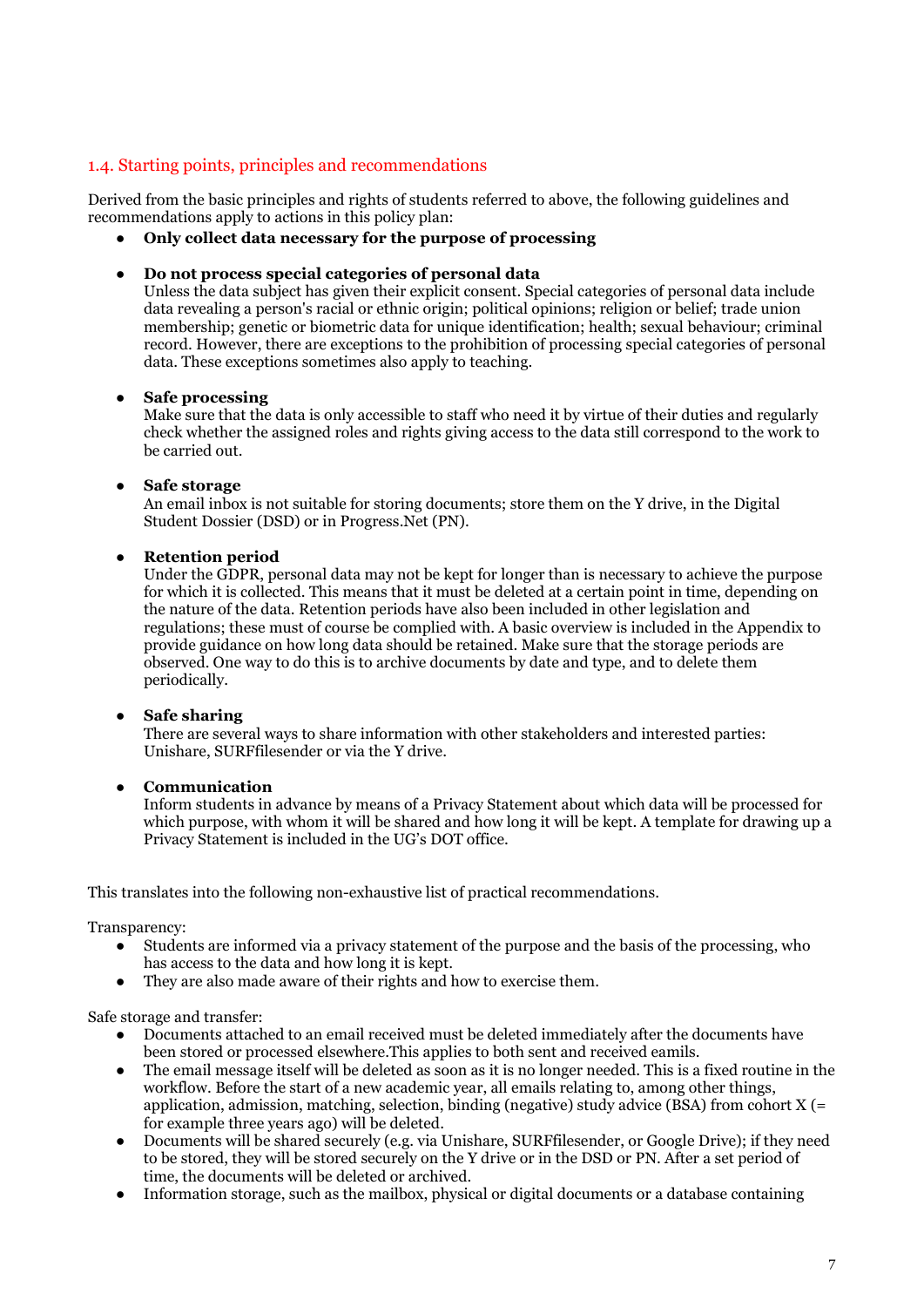## 1.4. Starting points, principles and recommendations

Derived from the basic principles and rights of students referred to above, the following guidelines and recommendations apply to actions in this policy plan:

- **Only collect data necessary for the purpose of processing**

- **Do not process special categories of personal data**
  Unless the data subject has given their explicit consent. Special categories of personal data include data revealing a person's racial or ethnic origin; political opinions; religion or belief; trade union membership; genetic or biometric data for unique identification; health; sexual behaviour; criminal record. However, there are exceptions to the prohibition of processing special categories of personal data. These exceptions sometimes also apply to teaching.

- **Safe processing**
  Make sure that the data is only accessible to staff who need it by virtue of their duties and regularly check whether the assigned roles and rights giving access to the data still correspond to the work to be carried out.

- **Safe storage**
  An email inbox is not suitable for storing documents; store them on the Y drive, in the Digital Student Dossier (DSD) or in Progress.Net (PN).

- **Retention period**
  Under the GDPR, personal data may not be kept for longer than is necessary to achieve the purpose for which it is collected. This means that it must be deleted at a certain point in time, depending on the nature of the data. Retention periods have also been included in other legislation and regulations; these must of course be complied with. A basic overview is included in the Appendix to provide guidance on how long data should be retained. Make sure that the storage periods are observed. One way to do this is to archive documents by date and type, and to delete them periodically.

- **Safe sharing**
  There are several ways to share information with other stakeholders and interested parties: Unishare, SURFfilesender or via the Y drive.

- **Communication**
  Inform students in advance by means of a Privacy Statement about which data will be processed for which purpose, with whom it will be shared and how long it will be kept. A template for drawing up a Privacy Statement is included in the UG's DOT office.

This translates into the following non-exhaustive list of practical recommendations.

Transparency:

- Students are informed via a privacy statement of the purpose and the basis of the processing, who has access to the data and how long it is kept.
- They are also made aware of their rights and how to exercise them.

Safe storage and transfer:

- Documents attached to an email received must be deleted immediately after the documents have been stored or processed elsewhere.This applies to both sent and received eamils.
- The email message itself will be deleted as soon as it is no longer needed. This is a fixed routine in the workflow. Before the start of a new academic year, all emails relating to, among other things, application, admission, matching, selection, binding (negative) study advice (BSA) from cohort X (= for example three years ago) will be deleted.
- Documents will be shared securely (e.g. via Unishare, SURFfilesender, or Google Drive); if they need to be stored, they will be stored securely on the Y drive or in the DSD or PN. After a set period of time, the documents will be deleted or archived.
- Information storage, such as the mailbox, physical or digital documents or a database containing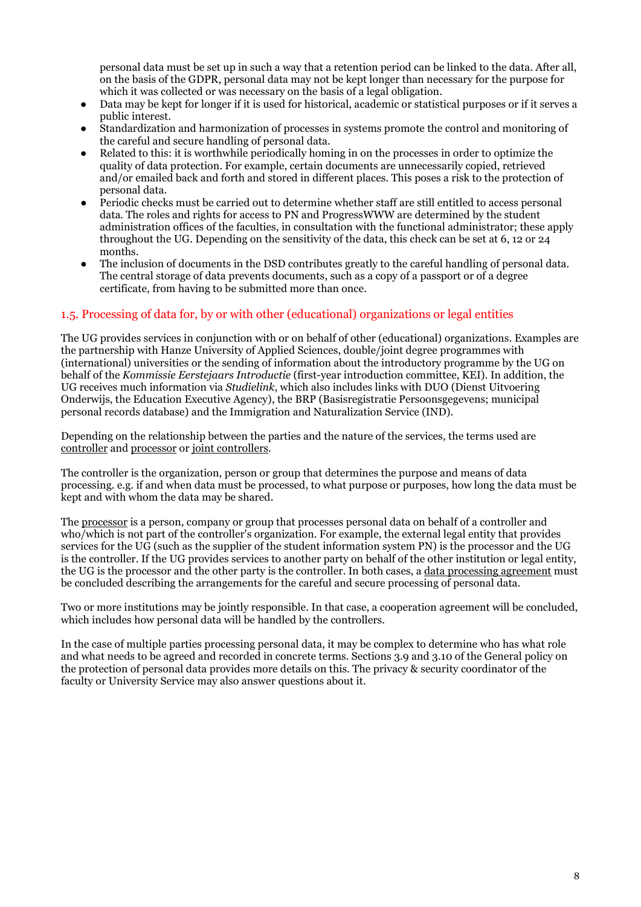personal data must be set up in such a way that a retention period can be linked to the data. After all, on the basis of the GDPR, personal data may not be kept longer than necessary for the purpose for which it was collected or was necessary on the basis of a legal obligation.

- Data may be kept for longer if it is used for historical, academic or statistical purposes or if it serves a public interest.
- Standardization and harmonization of processes in systems promote the control and monitoring of the careful and secure handling of personal data.
- Related to this: it is worthwhile periodically homing in on the processes in order to optimize the quality of data protection. For example, certain documents are unnecessarily copied, retrieved and/or emailed back and forth and stored in different places. This poses a risk to the protection of personal data.
- Periodic checks must be carried out to determine whether staff are still entitled to access personal data. The roles and rights for access to PN and ProgressWWW are determined by the student administration offices of the faculties, in consultation with the functional administrator; these apply throughout the UG. Depending on the sensitivity of the data, this check can be set at 6, 12 or 24 months.
- The inclusion of documents in the DSD contributes greatly to the careful handling of personal data. The central storage of data prevents documents, such as a copy of a passport or of a degree certificate, from having to be submitted more than once.

## 1.5. Processing of data for, by or with other (educational) organizations or legal entities

The UG provides services in conjunction with or on behalf of other (educational) organizations. Examples are the partnership with Hanze University of Applied Sciences, double/joint degree programmes with (international) universities or the sending of information about the introductory programme by the UG on behalf of the *Kommissie Eerstejaars Introductie* (first-year introduction committee, KEI). In addition, the UG receives much information via *Studielink*, which also includes links with DUO (Dienst Uitvoering Onderwijs, the Education Executive Agency), the BRP (Basisregistratie Persoonsgegevens; municipal personal records database) and the Immigration and Naturalization Service (IND).

Depending on the relationship between the parties and the nature of the services, the terms used are controller and processor or joint controllers.

The controller is the organization, person or group that determines the purpose and means of data processing. e.g. if and when data must be processed, to what purpose or purposes, how long the data must be kept and with whom the data may be shared.

The processor is a person, company or group that processes personal data on behalf of a controller and who/which is not part of the controller's organization. For example, the external legal entity that provides services for the UG (such as the supplier of the student information system PN) is the processor and the UG is the controller. If the UG provides services to another party on behalf of the other institution or legal entity, the UG is the processor and the other party is the controller. In both cases, a data processing agreement must be concluded describing the arrangements for the careful and secure processing of personal data.

Two or more institutions may be jointly responsible. In that case, a cooperation agreement will be concluded, which includes how personal data will be handled by the controllers.

In the case of multiple parties processing personal data, it may be complex to determine who has what role and what needs to be agreed and recorded in concrete terms. Sections 3.9 and 3.10 of the General policy on the protection of personal data provides more details on this. The privacy & security coordinator of the faculty or University Service may also answer questions about it.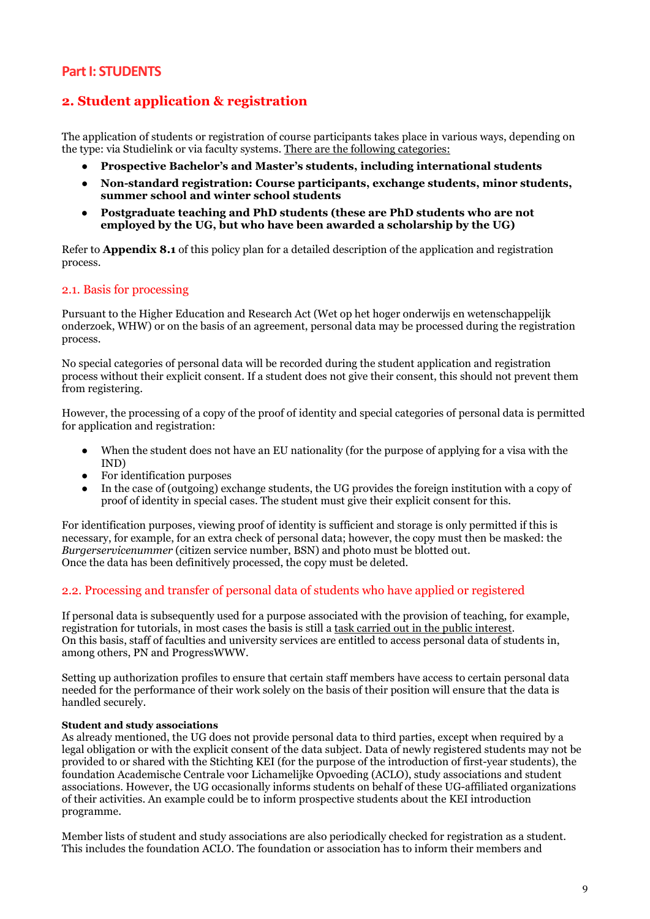## Part I: STUDENTS

## 2. Student application & registration

The application of students or registration of course participants takes place in various ways, depending on the type: via Studielink or via faculty systems. There are the following categories:

- **Prospective Bachelor's and Master's students, including international students**
- **Non-standard registration: Course participants, exchange students, minor students, summer school and winter school students**
- **Postgraduate teaching and PhD students (these are PhD students who are not employed by the UG, but who have been awarded a scholarship by the UG)**

Refer to **Appendix 8.1** of this policy plan for a detailed description of the application and registration process.

### 2.1. Basis for processing

Pursuant to the Higher Education and Research Act (Wet op het hoger onderwijs en wetenschappelijk onderzoek, WHW) or on the basis of an agreement, personal data may be processed during the registration process.

No special categories of personal data will be recorded during the student application and registration process without their explicit consent. If a student does not give their consent, this should not prevent them from registering.

However, the processing of a copy of the proof of identity and special categories of personal data is permitted for application and registration:

- When the student does not have an EU nationality (for the purpose of applying for a visa with the IND)
- For identification purposes
- In the case of (outgoing) exchange students, the UG provides the foreign institution with a copy of proof of identity in special cases. The student must give their explicit consent for this.

For identification purposes, viewing proof of identity is sufficient and storage is only permitted if this is necessary, for example, for an extra check of personal data; however, the copy must then be masked: the *Burgerservicenummer* (citizen service number, BSN) and photo must be blotted out.
Once the data has been definitively processed, the copy must be deleted.

### 2.2. Processing and transfer of personal data of students who have applied or registered

If personal data is subsequently used for a purpose associated with the provision of teaching, for example, registration for tutorials, in most cases the basis is still a task carried out in the public interest.
On this basis, staff of faculties and university services are entitled to access personal data of students in, among others, PN and ProgressWWW.

Setting up authorization profiles to ensure that certain staff members have access to certain personal data needed for the performance of their work solely on the basis of their position will ensure that the data is handled securely.

**Student and study associations**
As already mentioned, the UG does not provide personal data to third parties, except when required by a legal obligation or with the explicit consent of the data subject. Data of newly registered students may not be provided to or shared with the Stichting KEI (for the purpose of the introduction of first-year students), the foundation Academische Centrale voor Lichamelijke Opvoeding (ACLO), study associations and student associations. However, the UG occasionally informs students on behalf of these UG-affiliated organizations of their activities. An example could be to inform prospective students about the KEI introduction programme.

Member lists of student and study associations are also periodically checked for registration as a student. This includes the foundation ACLO. The foundation or association has to inform their members and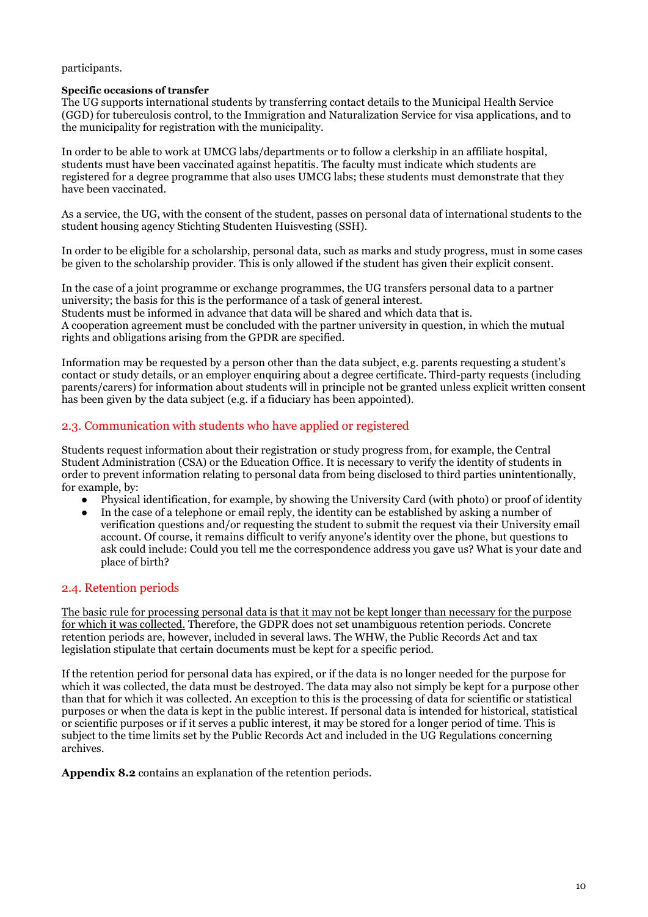participants.

**Specific occasions of transfer**
The UG supports international students by transferring contact details to the Municipal Health Service (GGD) for tuberculosis control, to the Immigration and Naturalization Service for visa applications, and to the municipality for registration with the municipality.

In order to be able to work at UMCG labs/departments or to follow a clerkship in an affiliate hospital, students must have been vaccinated against hepatitis. The faculty must indicate which students are registered for a degree programme that also uses UMCG labs; these students must demonstrate that they have been vaccinated.

As a service, the UG, with the consent of the student, passes on personal data of international students to the student housing agency Stichting Studenten Huisvesting (SSH).

In order to be eligible for a scholarship, personal data, such as marks and study progress, must in some cases be given to the scholarship provider. This is only allowed if the student has given their explicit consent.

In the case of a joint programme or exchange programmes, the UG transfers personal data to a partner university; the basis for this is the performance of a task of general interest.
Students must be informed in advance that data will be shared and which data that is.
A cooperation agreement must be concluded with the partner university in question, in which the mutual rights and obligations arising from the GPDR are specified.

Information may be requested by a person other than the data subject, e.g. parents requesting a student's contact or study details, or an employer enquiring about a degree certificate. Third-party requests (including parents/carers) for information about students will in principle not be granted unless explicit written consent has been given by the data subject (e.g. if a fiduciary has been appointed).

## 2.3. Communication with students who have applied or registered

Students request information about their registration or study progress from, for example, the Central Student Administration (CSA) or the Education Office. It is necessary to verify the identity of students in order to prevent information relating to personal data from being disclosed to third parties unintentionally, for example, by:

- Physical identification, for example, by showing the University Card (with photo) or proof of identity
- In the case of a telephone or email reply, the identity can be established by asking a number of verification questions and/or requesting the student to submit the request via their University email account. Of course, it remains difficult to verify anyone's identity over the phone, but questions to ask could include: Could you tell me the correspondence address you gave us? What is your date and place of birth?

## 2.4. Retention periods

<u>The basic rule for processing personal data is that it may not be kept longer than necessary for the purpose for which it was collected.</u> Therefore, the GDPR does not set unambiguous retention periods. Concrete retention periods are, however, included in several laws. The WHW, the Public Records Act and tax legislation stipulate that certain documents must be kept for a specific period.

If the retention period for personal data has expired, or if the data is no longer needed for the purpose for which it was collected, the data must be destroyed. The data may also not simply be kept for a purpose other than that for which it was collected. An exception to this is the processing of data for scientific or statistical purposes or when the data is kept in the public interest. If personal data is intended for historical, statistical or scientific purposes or if it serves a public interest, it may be stored for a longer period of time. This is subject to the time limits set by the Public Records Act and included in the UG Regulations concerning archives.

**Appendix 8.2** contains an explanation of the retention periods.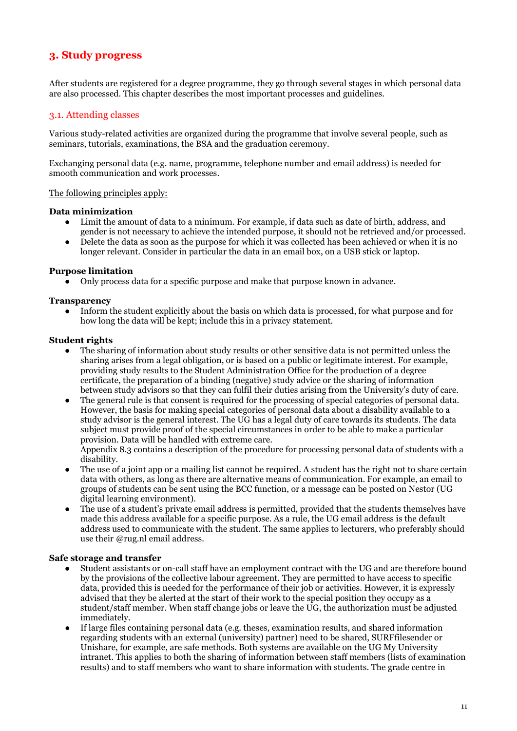# 3. Study progress

After students are registered for a degree programme, they go through several stages in which personal data are also processed. This chapter describes the most important processes and guidelines.

## 3.1. Attending classes

Various study-related activities are organized during the programme that involve several people, such as seminars, tutorials, examinations, the BSA and the graduation ceremony.

Exchanging personal data (e.g. name, programme, telephone number and email address) is needed for smooth communication and work processes.

The following principles apply:

**Data minimization**

- Limit the amount of data to a minimum. For example, if data such as date of birth, address, and gender is not necessary to achieve the intended purpose, it should not be retrieved and/or processed.
- Delete the data as soon as the purpose for which it was collected has been achieved or when it is no longer relevant. Consider in particular the data in an email box, on a USB stick or laptop.

**Purpose limitation**

- Only process data for a specific purpose and make that purpose known in advance.

**Transparency**

- Inform the student explicitly about the basis on which data is processed, for what purpose and for how long the data will be kept; include this in a privacy statement.

**Student rights**

- The sharing of information about study results or other sensitive data is not permitted unless the sharing arises from a legal obligation, or is based on a public or legitimate interest. For example, providing study results to the Student Administration Office for the production of a degree certificate, the preparation of a binding (negative) study advice or the sharing of information between study advisors so that they can fulfil their duties arising from the University's duty of care.
- The general rule is that consent is required for the processing of special categories of personal data. However, the basis for making special categories of personal data about a disability available to a study advisor is the general interest. The UG has a legal duty of care towards its students. The data subject must provide proof of the special circumstances in order to be able to make a particular provision. Data will be handled with extreme care.
  Appendix 8.3 contains a description of the procedure for processing personal data of students with a disability.
- The use of a joint app or a mailing list cannot be required. A student has the right not to share certain data with others, as long as there are alternative means of communication. For example, an email to groups of students can be sent using the BCC function, or a message can be posted on Nestor (UG digital learning environment).
- The use of a student's private email address is permitted, provided that the students themselves have made this address available for a specific purpose. As a rule, the UG email address is the default address used to communicate with the student. The same applies to lecturers, who preferably should use their @rug.nl email address.

**Safe storage and transfer**

- Student assistants or on-call staff have an employment contract with the UG and are therefore bound by the provisions of the collective labour agreement. They are permitted to have access to specific data, provided this is needed for the performance of their job or activities. However, it is expressly advised that they be alerted at the start of their work to the special position they occupy as a student/staff member. When staff change jobs or leave the UG, the authorization must be adjusted immediately.
- If large files containing personal data (e.g. theses, examination results, and shared information regarding students with an external (university) partner) need to be shared, SURFfilesender or Unishare, for example, are safe methods. Both systems are available on the UG My University intranet. This applies to both the sharing of information between staff members (lists of examination results) and to staff members who want to share information with students. The grade centre in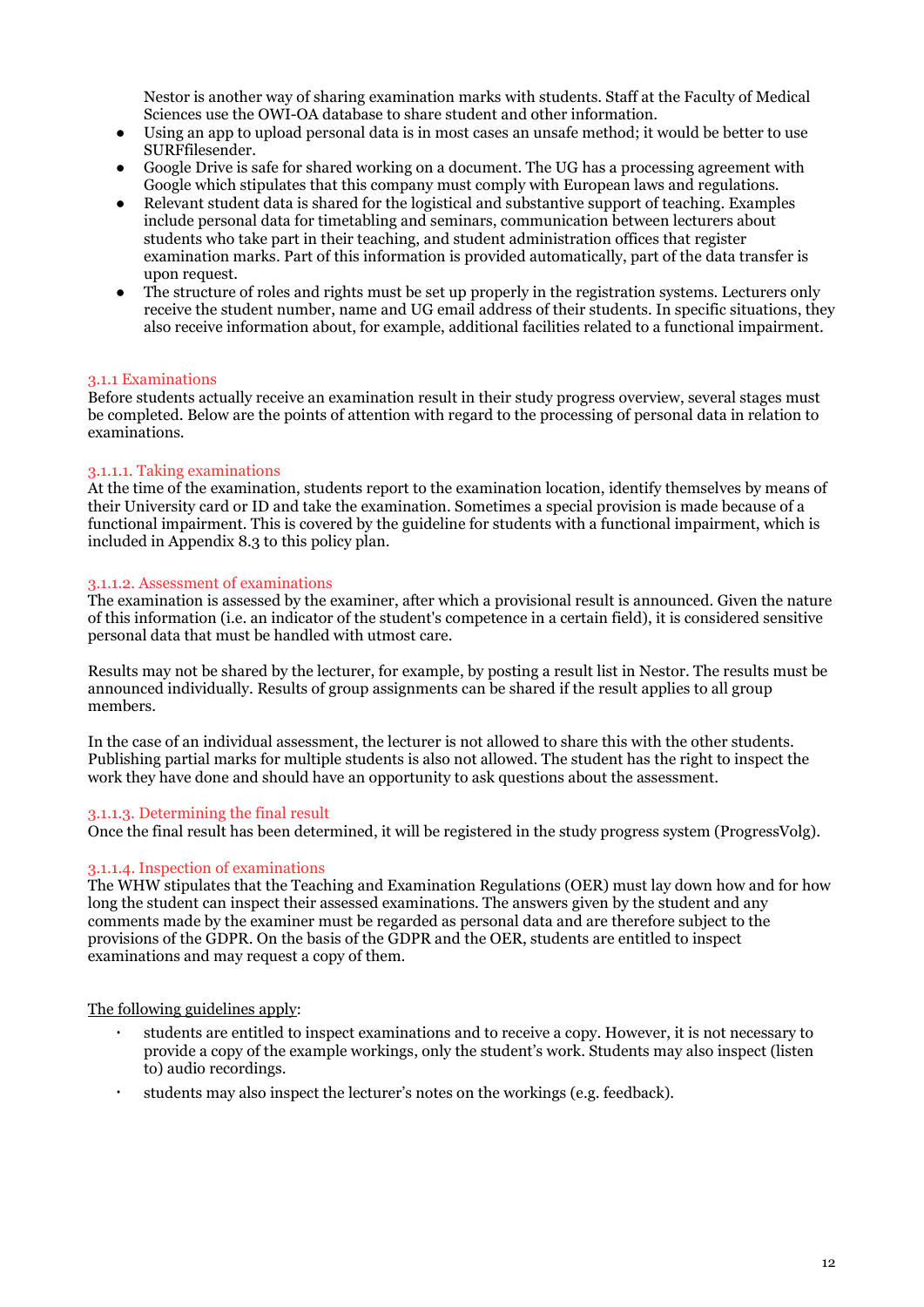Nestor is another way of sharing examination marks with students. Staff at the Faculty of Medical Sciences use the OWI-OA database to share student and other information.

- Using an app to upload personal data is in most cases an unsafe method; it would be better to use SURFfilesender.
- Google Drive is safe for shared working on a document. The UG has a processing agreement with Google which stipulates that this company must comply with European laws and regulations.
- Relevant student data is shared for the logistical and substantive support of teaching. Examples include personal data for timetabling and seminars, communication between lecturers about students who take part in their teaching, and student administration offices that register examination marks. Part of this information is provided automatically, part of the data transfer is upon request.
- The structure of roles and rights must be set up properly in the registration systems. Lecturers only receive the student number, name and UG email address of their students. In specific situations, they also receive information about, for example, additional facilities related to a functional impairment.

### 3.1.1 Examinations

Before students actually receive an examination result in their study progress overview, several stages must be completed. Below are the points of attention with regard to the processing of personal data in relation to examinations.

#### 3.1.1.1. Taking examinations

At the time of the examination, students report to the examination location, identify themselves by means of their University card or ID and take the examination. Sometimes a special provision is made because of a functional impairment. This is covered by the guideline for students with a functional impairment, which is included in Appendix 8.3 to this policy plan.

#### 3.1.1.2. Assessment of examinations

The examination is assessed by the examiner, after which a provisional result is announced. Given the nature of this information (i.e. an indicator of the student's competence in a certain field), it is considered sensitive personal data that must be handled with utmost care.

Results may not be shared by the lecturer, for example, by posting a result list in Nestor. The results must be announced individually. Results of group assignments can be shared if the result applies to all group members.

In the case of an individual assessment, the lecturer is not allowed to share this with the other students. Publishing partial marks for multiple students is also not allowed. The student has the right to inspect the work they have done and should have an opportunity to ask questions about the assessment.

#### 3.1.1.3. Determining the final result

Once the final result has been determined, it will be registered in the study progress system (ProgressVolg).

#### 3.1.1.4. Inspection of examinations

The WHW stipulates that the Teaching and Examination Regulations (OER) must lay down how and for how long the student can inspect their assessed examinations. The answers given by the student and any comments made by the examiner must be regarded as personal data and are therefore subject to the provisions of the GDPR. On the basis of the GDPR and the OER, students are entitled to inspect examinations and may request a copy of them.

<u>The following guidelines apply</u>:

- students are entitled to inspect examinations and to receive a copy. However, it is not necessary to provide a copy of the example workings, only the student's work. Students may also inspect (listen to) audio recordings.
- students may also inspect the lecturer's notes on the workings (e.g. feedback).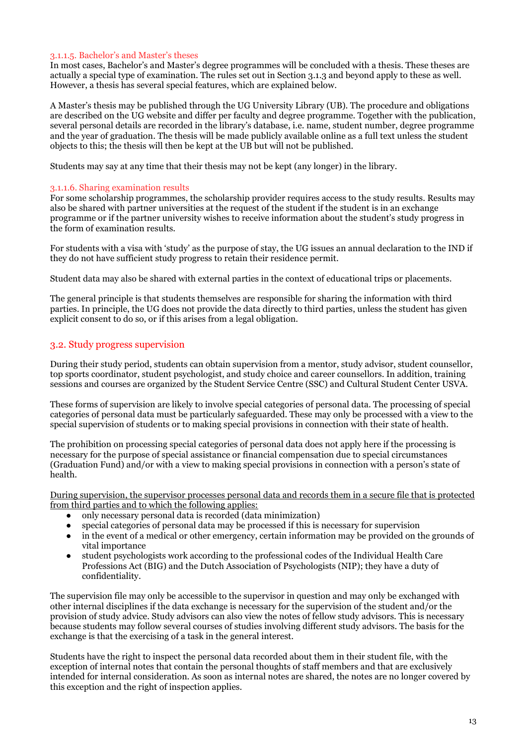#### 3.1.1.5. Bachelor's and Master's theses

In most cases, Bachelor's and Master's degree programmes will be concluded with a thesis. These theses are actually a special type of examination. The rules set out in Section 3.1.3 and beyond apply to these as well. However, a thesis has several special features, which are explained below.

A Master's thesis may be published through the UG University Library (UB). The procedure and obligations are described on the UG website and differ per faculty and degree programme. Together with the publication, several personal details are recorded in the library's database, i.e. name, student number, degree programme and the year of graduation. The thesis will be made publicly available online as a full text unless the student objects to this; the thesis will then be kept at the UB but will not be published.

Students may say at any time that their thesis may not be kept (any longer) in the library.

#### 3.1.1.6. Sharing examination results

For some scholarship programmes, the scholarship provider requires access to the study results. Results may also be shared with partner universities at the request of the student if the student is in an exchange programme or if the partner university wishes to receive information about the student's study progress in the form of examination results.

For students with a visa with 'study' as the purpose of stay, the UG issues an annual declaration to the IND if they do not have sufficient study progress to retain their residence permit.

Student data may also be shared with external parties in the context of educational trips or placements.

The general principle is that students themselves are responsible for sharing the information with third parties. In principle, the UG does not provide the data directly to third parties, unless the student has given explicit consent to do so, or if this arises from a legal obligation.

## 3.2. Study progress supervision

During their study period, students can obtain supervision from a mentor, study advisor, student counsellor, top sports coordinator, student psychologist, and study choice and career counsellors. In addition, training sessions and courses are organized by the Student Service Centre (SSC) and Cultural Student Center USVA.

These forms of supervision are likely to involve special categories of personal data. The processing of special categories of personal data must be particularly safeguarded. These may only be processed with a view to the special supervision of students or to making special provisions in connection with their state of health.

The prohibition on processing special categories of personal data does not apply here if the processing is necessary for the purpose of special assistance or financial compensation due to special circumstances (Graduation Fund) and/or with a view to making special provisions in connection with a person's state of health.

<u>During supervision, the supervisor processes personal data and records them in a secure file that is protected from third parties and to which the following applies:</u>

- only necessary personal data is recorded (data minimization)
- special categories of personal data may be processed if this is necessary for supervision
- in the event of a medical or other emergency, certain information may be provided on the grounds of vital importance
- student psychologists work according to the professional codes of the Individual Health Care Professions Act (BIG) and the Dutch Association of Psychologists (NIP); they have a duty of confidentiality.

The supervision file may only be accessible to the supervisor in question and may only be exchanged with other internal disciplines if the data exchange is necessary for the supervision of the student and/or the provision of study advice. Study advisors can also view the notes of fellow study advisors. This is necessary because students may follow several courses of studies involving different study advisors. The basis for the exchange is that the exercising of a task in the general interest.

Students have the right to inspect the personal data recorded about them in their student file, with the exception of internal notes that contain the personal thoughts of staff members and that are exclusively intended for internal consideration. As soon as internal notes are shared, the notes are no longer covered by this exception and the right of inspection applies.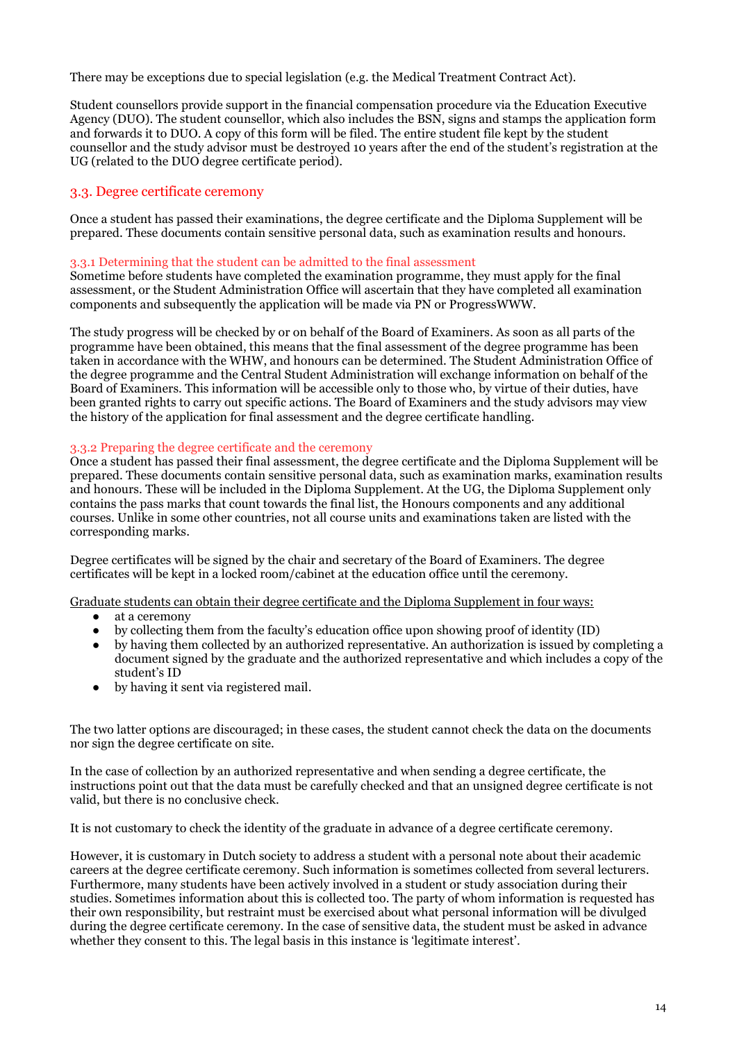There may be exceptions due to special legislation (e.g. the Medical Treatment Contract Act).

Student counsellors provide support in the financial compensation procedure via the Education Executive Agency (DUO). The student counsellor, which also includes the BSN, signs and stamps the application form and forwards it to DUO. A copy of this form will be filed. The entire student file kept by the student counsellor and the study advisor must be destroyed 10 years after the end of the student's registration at the UG (related to the DUO degree certificate period).

## 3.3. Degree certificate ceremony

Once a student has passed their examinations, the degree certificate and the Diploma Supplement will be prepared. These documents contain sensitive personal data, such as examination results and honours.

### 3.3.1 Determining that the student can be admitted to the final assessment

Sometime before students have completed the examination programme, they must apply for the final assessment, or the Student Administration Office will ascertain that they have completed all examination components and subsequently the application will be made via PN or ProgressWWW.

The study progress will be checked by or on behalf of the Board of Examiners. As soon as all parts of the programme have been obtained, this means that the final assessment of the degree programme has been taken in accordance with the WHW, and honours can be determined. The Student Administration Office of the degree programme and the Central Student Administration will exchange information on behalf of the Board of Examiners. This information will be accessible only to those who, by virtue of their duties, have been granted rights to carry out specific actions. The Board of Examiners and the study advisors may view the history of the application for final assessment and the degree certificate handling.

### 3.3.2 Preparing the degree certificate and the ceremony

Once a student has passed their final assessment, the degree certificate and the Diploma Supplement will be prepared. These documents contain sensitive personal data, such as examination marks, examination results and honours. These will be included in the Diploma Supplement. At the UG, the Diploma Supplement only contains the pass marks that count towards the final list, the Honours components and any additional courses. Unlike in some other countries, not all course units and examinations taken are listed with the corresponding marks.

Degree certificates will be signed by the chair and secretary of the Board of Examiners. The degree certificates will be kept in a locked room/cabinet at the education office until the ceremony.

<u>Graduate students can obtain their degree certificate and the Diploma Supplement in four ways:</u>

- at a ceremony
- by collecting them from the faculty's education office upon showing proof of identity (ID)
- by having them collected by an authorized representative. An authorization is issued by completing a document signed by the graduate and the authorized representative and which includes a copy of the student's ID
- by having it sent via registered mail.

The two latter options are discouraged; in these cases, the student cannot check the data on the documents nor sign the degree certificate on site.

In the case of collection by an authorized representative and when sending a degree certificate, the instructions point out that the data must be carefully checked and that an unsigned degree certificate is not valid, but there is no conclusive check.

It is not customary to check the identity of the graduate in advance of a degree certificate ceremony.

However, it is customary in Dutch society to address a student with a personal note about their academic careers at the degree certificate ceremony. Such information is sometimes collected from several lecturers. Furthermore, many students have been actively involved in a student or study association during their studies. Sometimes information about this is collected too. The party of whom information is requested has their own responsibility, but restraint must be exercised about what personal information will be divulged during the degree certificate ceremony. In the case of sensitive data, the student must be asked in advance whether they consent to this. The legal basis in this instance is 'legitimate interest'.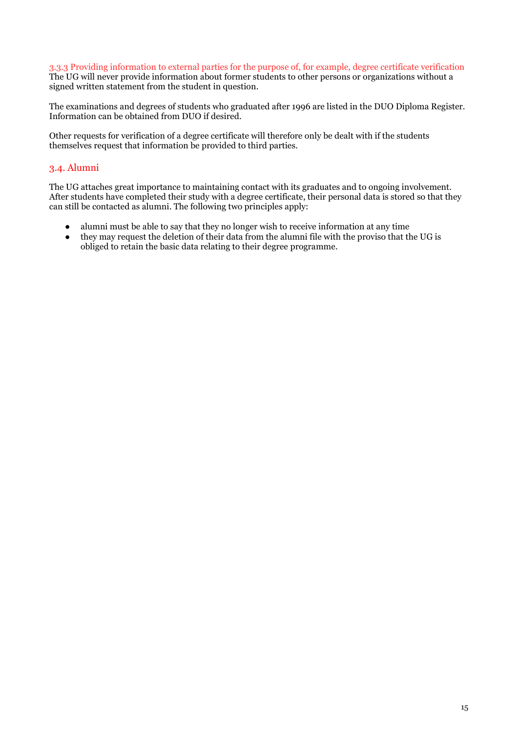#### 3.3.3 Providing information to external parties for the purpose of, for example, degree certificate verification

The UG will never provide information about former students to other persons or organizations without a signed written statement from the student in question.

The examinations and degrees of students who graduated after 1996 are listed in the DUO Diploma Register. Information can be obtained from DUO if desired.

Other requests for verification of a degree certificate will therefore only be dealt with if the students themselves request that information be provided to third parties.

### 3.4. Alumni

The UG attaches great importance to maintaining contact with its graduates and to ongoing involvement. After students have completed their study with a degree certificate, their personal data is stored so that they can still be contacted as alumni. The following two principles apply:

- alumni must be able to say that they no longer wish to receive information at any time
- they may request the deletion of their data from the alumni file with the proviso that the UG is obliged to retain the basic data relating to their degree programme.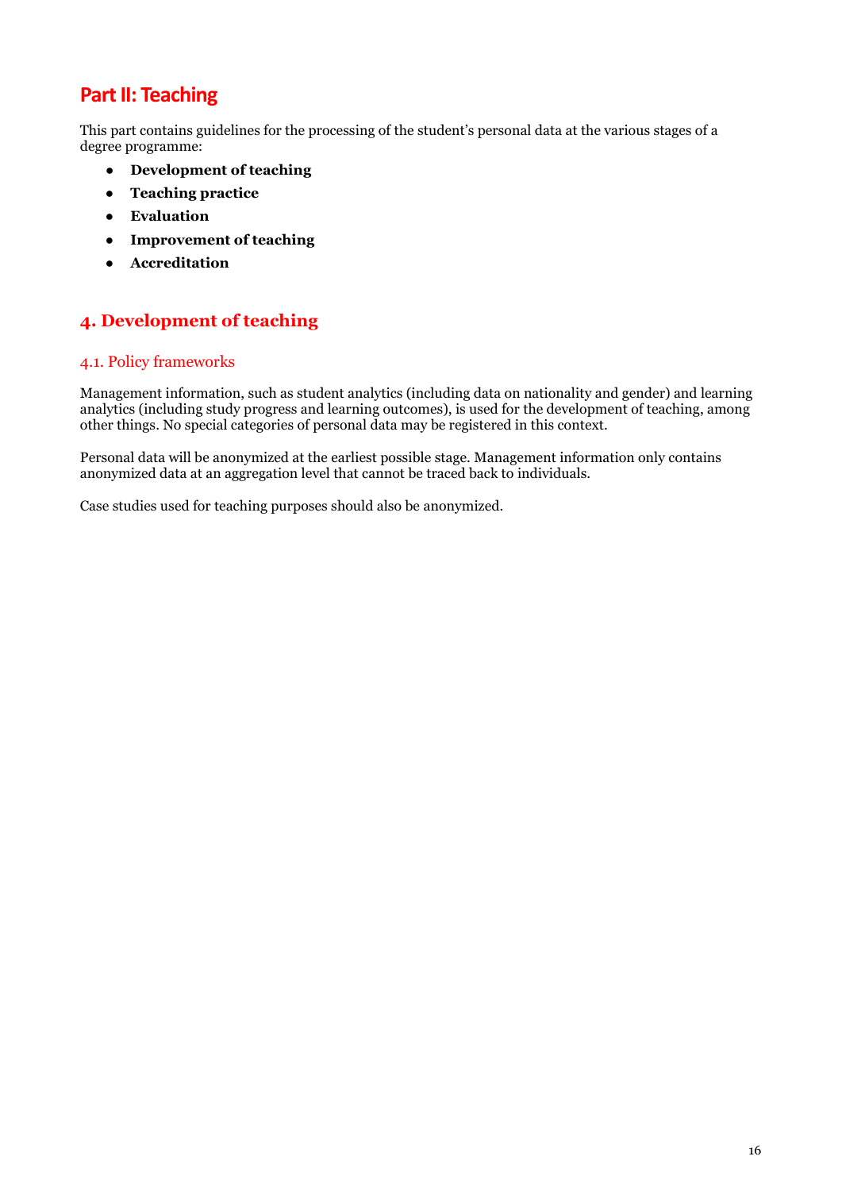# Part II: Teaching

This part contains guidelines for the processing of the student's personal data at the various stages of a degree programme:

- **Development of teaching**
- **Teaching practice**
- **Evaluation**
- **Improvement of teaching**
- **Accreditation**

## 4. Development of teaching

### 4.1. Policy frameworks

Management information, such as student analytics (including data on nationality and gender) and learning analytics (including study progress and learning outcomes), is used for the development of teaching, among other things. No special categories of personal data may be registered in this context.

Personal data will be anonymized at the earliest possible stage. Management information only contains anonymized data at an aggregation level that cannot be traced back to individuals.

Case studies used for teaching purposes should also be anonymized.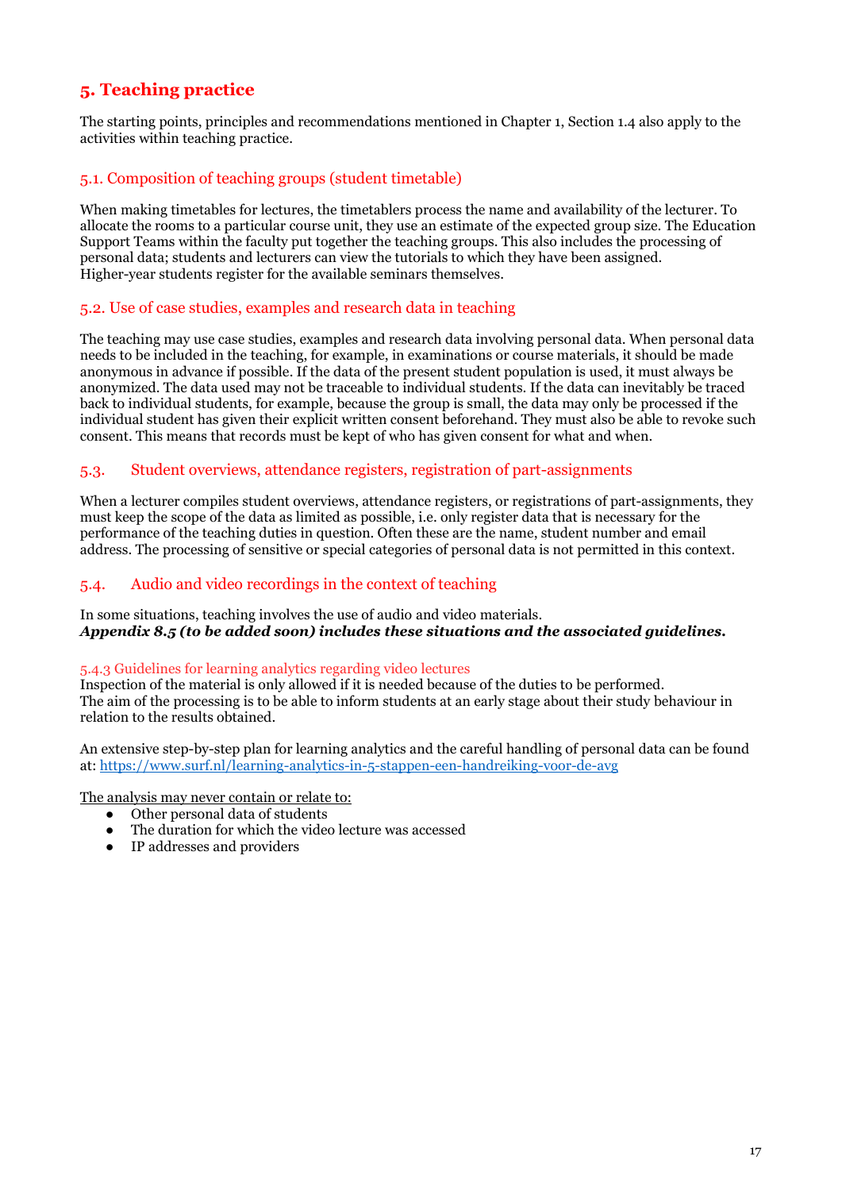# 5. Teaching practice

The starting points, principles and recommendations mentioned in Chapter 1, Section 1.4 also apply to the activities within teaching practice.

## 5.1. Composition of teaching groups (student timetable)

When making timetables for lectures, the timetablers process the name and availability of the lecturer. To allocate the rooms to a particular course unit, they use an estimate of the expected group size. The Education Support Teams within the faculty put together the teaching groups. This also includes the processing of personal data; students and lecturers can view the tutorials to which they have been assigned.
Higher-year students register for the available seminars themselves.

## 5.2. Use of case studies, examples and research data in teaching

The teaching may use case studies, examples and research data involving personal data. When personal data needs to be included in the teaching, for example, in examinations or course materials, it should be made anonymous in advance if possible. If the data of the present student population is used, it must always be anonymized. The data used may not be traceable to individual students. If the data can inevitably be traced back to individual students, for example, because the group is small, the data may only be processed if the individual student has given their explicit written consent beforehand. They must also be able to revoke such consent. This means that records must be kept of who has given consent for what and when.

## 5.3. Student overviews, attendance registers, registration of part-assignments

When a lecturer compiles student overviews, attendance registers, or registrations of part-assignments, they must keep the scope of the data as limited as possible, i.e. only register data that is necessary for the performance of the teaching duties in question. Often these are the name, student number and email address. The processing of sensitive or special categories of personal data is not permitted in this context.

## 5.4. Audio and video recordings in the context of teaching

In some situations, teaching involves the use of audio and video materials.
***Appendix 8.5 (to be added soon) includes these situations and the associated guidelines.***

### 5.4.3 Guidelines for learning analytics regarding video lectures

Inspection of the material is only allowed if it is needed because of the duties to be performed.
The aim of the processing is to be able to inform students at an early stage about their study behaviour in relation to the results obtained.

An extensive step-by-step plan for learning analytics and the careful handling of personal data can be found at: https://www.surf.nl/learning-analytics-in-5-stappen-een-handreiking-voor-de-avg

<u>The analysis may never contain or relate to:</u>

- Other personal data of students
- The duration for which the video lecture was accessed
- IP addresses and providers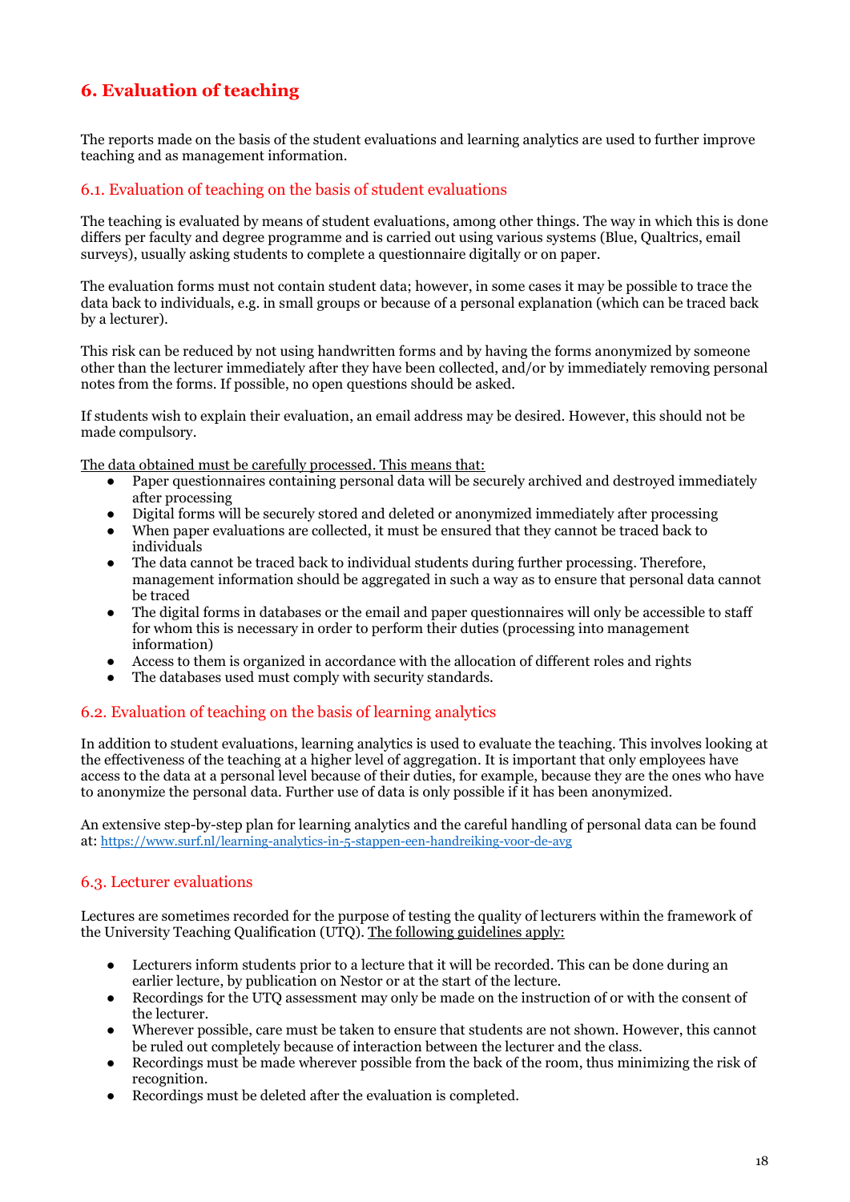## 6. Evaluation of teaching

The reports made on the basis of the student evaluations and learning analytics are used to further improve teaching and as management information.

### 6.1. Evaluation of teaching on the basis of student evaluations

The teaching is evaluated by means of student evaluations, among other things. The way in which this is done differs per faculty and degree programme and is carried out using various systems (Blue, Qualtrics, email surveys), usually asking students to complete a questionnaire digitally or on paper.

The evaluation forms must not contain student data; however, in some cases it may be possible to trace the data back to individuals, e.g. in small groups or because of a personal explanation (which can be traced back by a lecturer).

This risk can be reduced by not using handwritten forms and by having the forms anonymized by someone other than the lecturer immediately after they have been collected, and/or by immediately removing personal notes from the forms. If possible, no open questions should be asked.

If students wish to explain their evaluation, an email address may be desired. However, this should not be made compulsory.

The data obtained must be carefully processed. This means that:

- Paper questionnaires containing personal data will be securely archived and destroyed immediately after processing
- Digital forms will be securely stored and deleted or anonymized immediately after processing
- When paper evaluations are collected, it must be ensured that they cannot be traced back to individuals
- The data cannot be traced back to individual students during further processing. Therefore, management information should be aggregated in such a way as to ensure that personal data cannot be traced
- The digital forms in databases or the email and paper questionnaires will only be accessible to staff for whom this is necessary in order to perform their duties (processing into management information)
- Access to them is organized in accordance with the allocation of different roles and rights
- The databases used must comply with security standards.

### 6.2. Evaluation of teaching on the basis of learning analytics

In addition to student evaluations, learning analytics is used to evaluate the teaching. This involves looking at the effectiveness of the teaching at a higher level of aggregation. It is important that only employees have access to the data at a personal level because of their duties, for example, because they are the ones who have to anonymize the personal data. Further use of data is only possible if it has been anonymized.

An extensive step-by-step plan for learning analytics and the careful handling of personal data can be found at: https://www.surf.nl/learning-analytics-in-5-stappen-een-handreiking-voor-de-avg

### 6.3. Lecturer evaluations

Lectures are sometimes recorded for the purpose of testing the quality of lecturers within the framework of the University Teaching Qualification (UTQ). The following guidelines apply:

- Lecturers inform students prior to a lecture that it will be recorded. This can be done during an earlier lecture, by publication on Nestor or at the start of the lecture.
- Recordings for the UTQ assessment may only be made on the instruction of or with the consent of the lecturer.
- Wherever possible, care must be taken to ensure that students are not shown. However, this cannot be ruled out completely because of interaction between the lecturer and the class.
- Recordings must be made wherever possible from the back of the room, thus minimizing the risk of recognition.
- Recordings must be deleted after the evaluation is completed.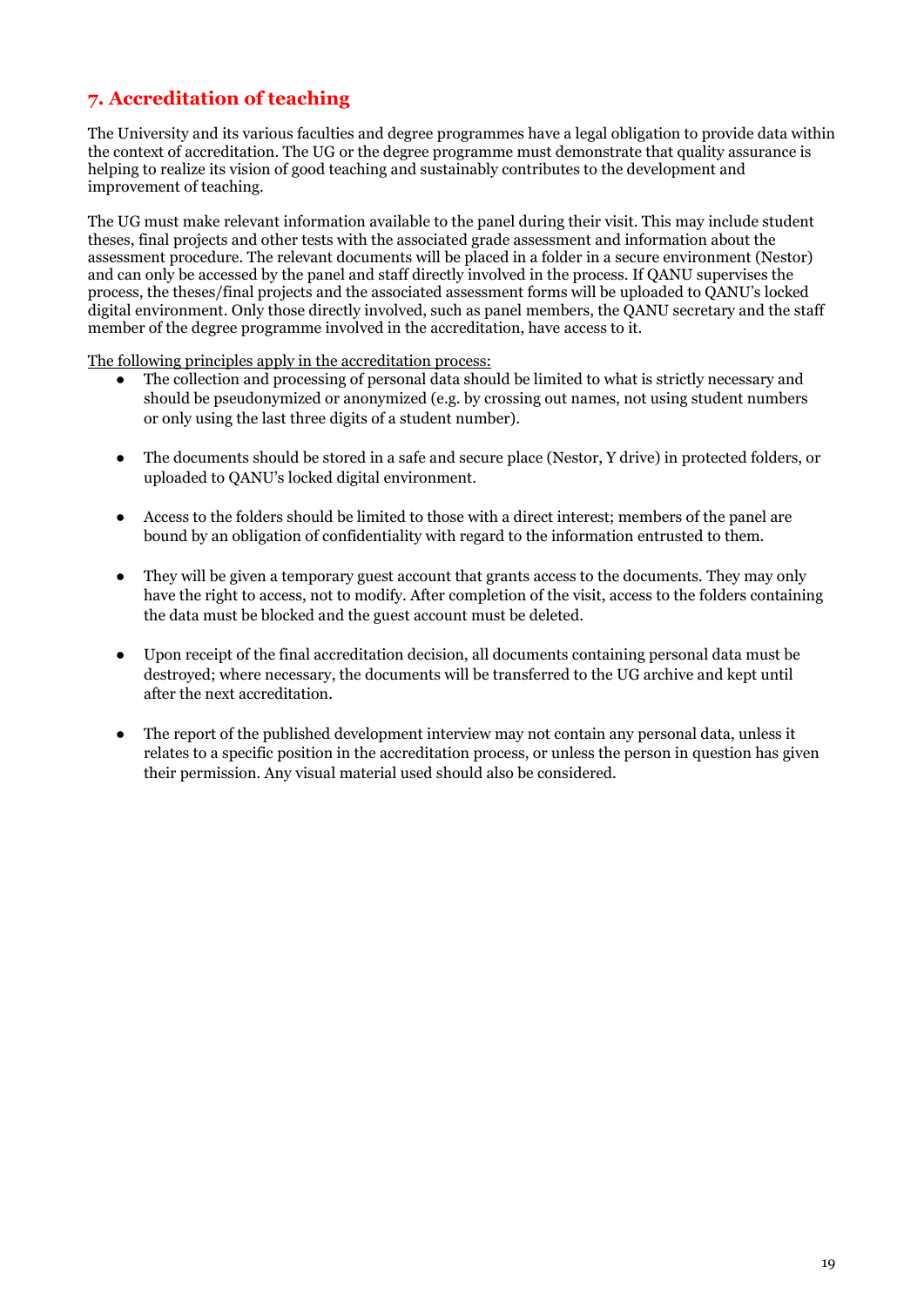## 7. Accreditation of teaching

The University and its various faculties and degree programmes have a legal obligation to provide data within the context of accreditation. The UG or the degree programme must demonstrate that quality assurance is helping to realize its vision of good teaching and sustainably contributes to the development and improvement of teaching.

The UG must make relevant information available to the panel during their visit. This may include student theses, final projects and other tests with the associated grade assessment and information about the assessment procedure. The relevant documents will be placed in a folder in a secure environment (Nestor) and can only be accessed by the panel and staff directly involved in the process. If QANU supervises the process, the theses/final projects and the associated assessment forms will be uploaded to QANU's locked digital environment. Only those directly involved, such as panel members, the QANU secretary and the staff member of the degree programme involved in the accreditation, have access to it.

<u>The following principles apply in the accreditation process:</u>

- The collection and processing of personal data should be limited to what is strictly necessary and should be pseudonymized or anonymized (e.g. by crossing out names, not using student numbers or only using the last three digits of a student number).

- The documents should be stored in a safe and secure place (Nestor, Y drive) in protected folders, or uploaded to QANU's locked digital environment.

- Access to the folders should be limited to those with a direct interest; members of the panel are bound by an obligation of confidentiality with regard to the information entrusted to them.

- They will be given a temporary guest account that grants access to the documents. They may only have the right to access, not to modify. After completion of the visit, access to the folders containing the data must be blocked and the guest account must be deleted.

- Upon receipt of the final accreditation decision, all documents containing personal data must be destroyed; where necessary, the documents will be transferred to the UG archive and kept until after the next accreditation.

- The report of the published development interview may not contain any personal data, unless it relates to a specific position in the accreditation process, or unless the person in question has given their permission. Any visual material used should also be considered.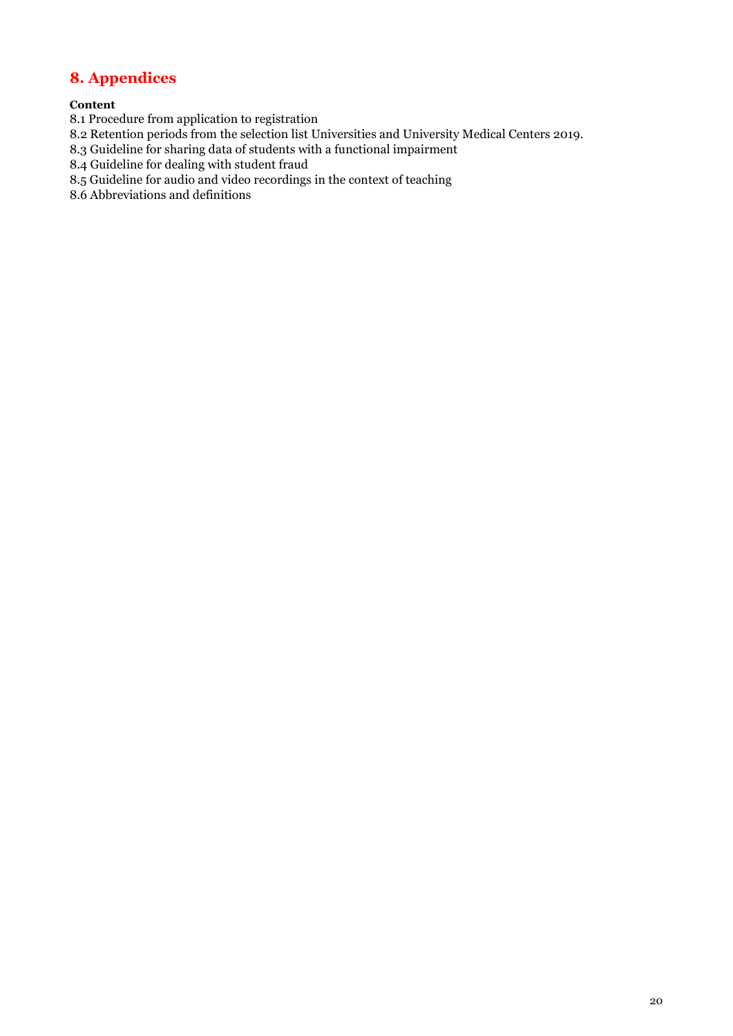# 8. Appendices

**Content**

8.1 Procedure from application to registration
8.2 Retention periods from the selection list Universities and University Medical Centers 2019.
8.3 Guideline for sharing data of students with a functional impairment
8.4 Guideline for dealing with student fraud
8.5 Guideline for audio and video recordings in the context of teaching
8.6 Abbreviations and definitions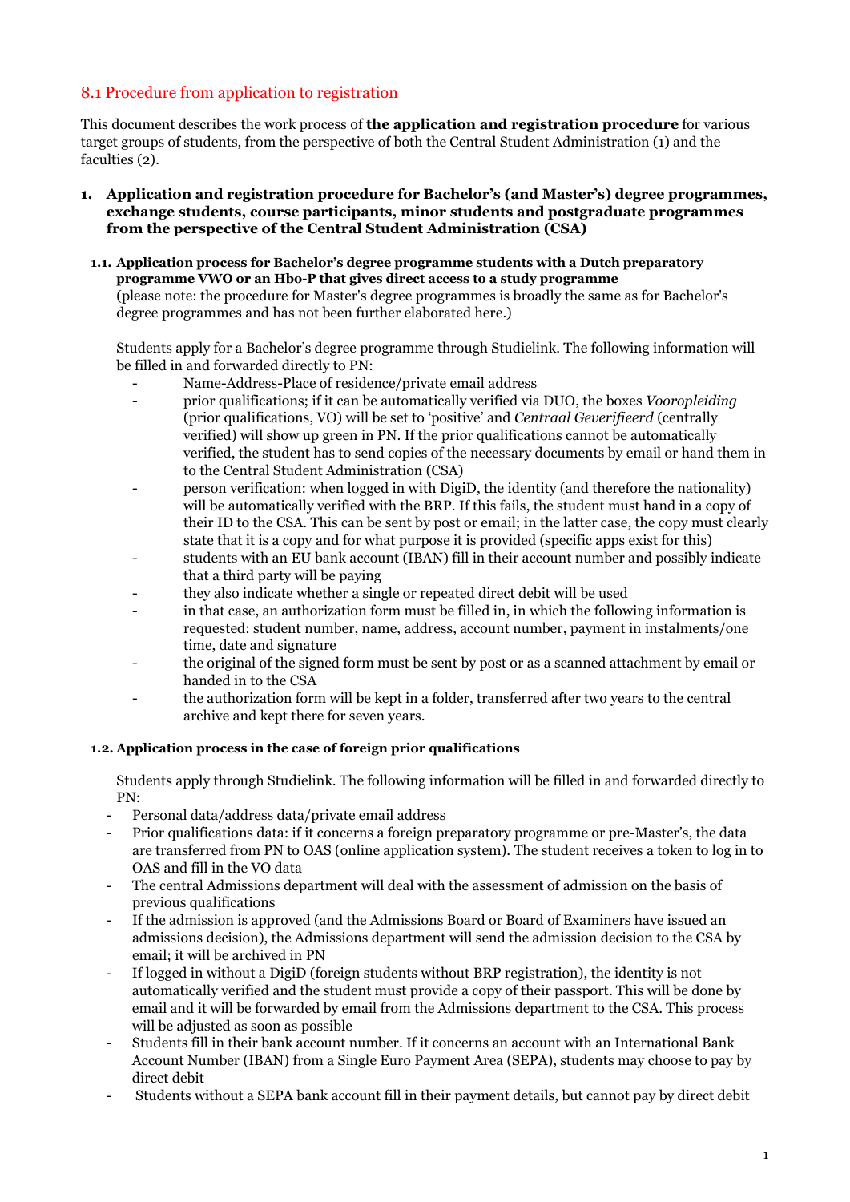## 8.1 Procedure from application to registration

This document describes the work process of **the application and registration procedure** for various target groups of students, from the perspective of both the Central Student Administration (1) and the faculties (2).

### 1. Application and registration procedure for Bachelor's (and Master's) degree programmes, exchange students, course participants, minor students and postgraduate programmes from the perspective of the Central Student Administration (CSA)

#### 1.1. Application process for Bachelor's degree programme students with a Dutch preparatory programme VWO or an Hbo-P that gives direct access to a study programme

(please note: the procedure for Master's degree programmes is broadly the same as for Bachelor's degree programmes and has not been further elaborated here.)

Students apply for a Bachelor's degree programme through Studielink. The following information will be filled in and forwarded directly to PN:

- Name-Address-Place of residence/private email address
- prior qualifications; if it can be automatically verified via DUO, the boxes *Vooropleiding* (prior qualifications, VO) will be set to 'positive' and *Centraal Geverifieerd* (centrally verified) will show up green in PN. If the prior qualifications cannot be automatically verified, the student has to send copies of the necessary documents by email or hand them in to the Central Student Administration (CSA)
- person verification: when logged in with DigiD, the identity (and therefore the nationality) will be automatically verified with the BRP. If this fails, the student must hand in a copy of their ID to the CSA. This can be sent by post or email; in the latter case, the copy must clearly state that it is a copy and for what purpose it is provided (specific apps exist for this)
- students with an EU bank account (IBAN) fill in their account number and possibly indicate that a third party will be paying
- they also indicate whether a single or repeated direct debit will be used
- in that case, an authorization form must be filled in, in which the following information is requested: student number, name, address, account number, payment in instalments/one time, date and signature
- the original of the signed form must be sent by post or as a scanned attachment by email or handed in to the CSA
- the authorization form will be kept in a folder, transferred after two years to the central archive and kept there for seven years.

#### 1.2. Application process in the case of foreign prior qualifications

Students apply through Studielink. The following information will be filled in and forwarded directly to PN:

- Personal data/address data/private email address
- Prior qualifications data: if it concerns a foreign preparatory programme or pre-Master's, the data are transferred from PN to OAS (online application system). The student receives a token to log in to OAS and fill in the VO data
- The central Admissions department will deal with the assessment of admission on the basis of previous qualifications
- If the admission is approved (and the Admissions Board or Board of Examiners have issued an admissions decision), the Admissions department will send the admission decision to the CSA by email; it will be archived in PN
- If logged in without a DigiD (foreign students without BRP registration), the identity is not automatically verified and the student must provide a copy of their passport. This will be done by email and it will be forwarded by email from the Admissions department to the CSA. This process will be adjusted as soon as possible
- Students fill in their bank account number. If it concerns an account with an International Bank Account Number (IBAN) from a Single Euro Payment Area (SEPA), students may choose to pay by direct debit
- Students without a SEPA bank account fill in their payment details, but cannot pay by direct debit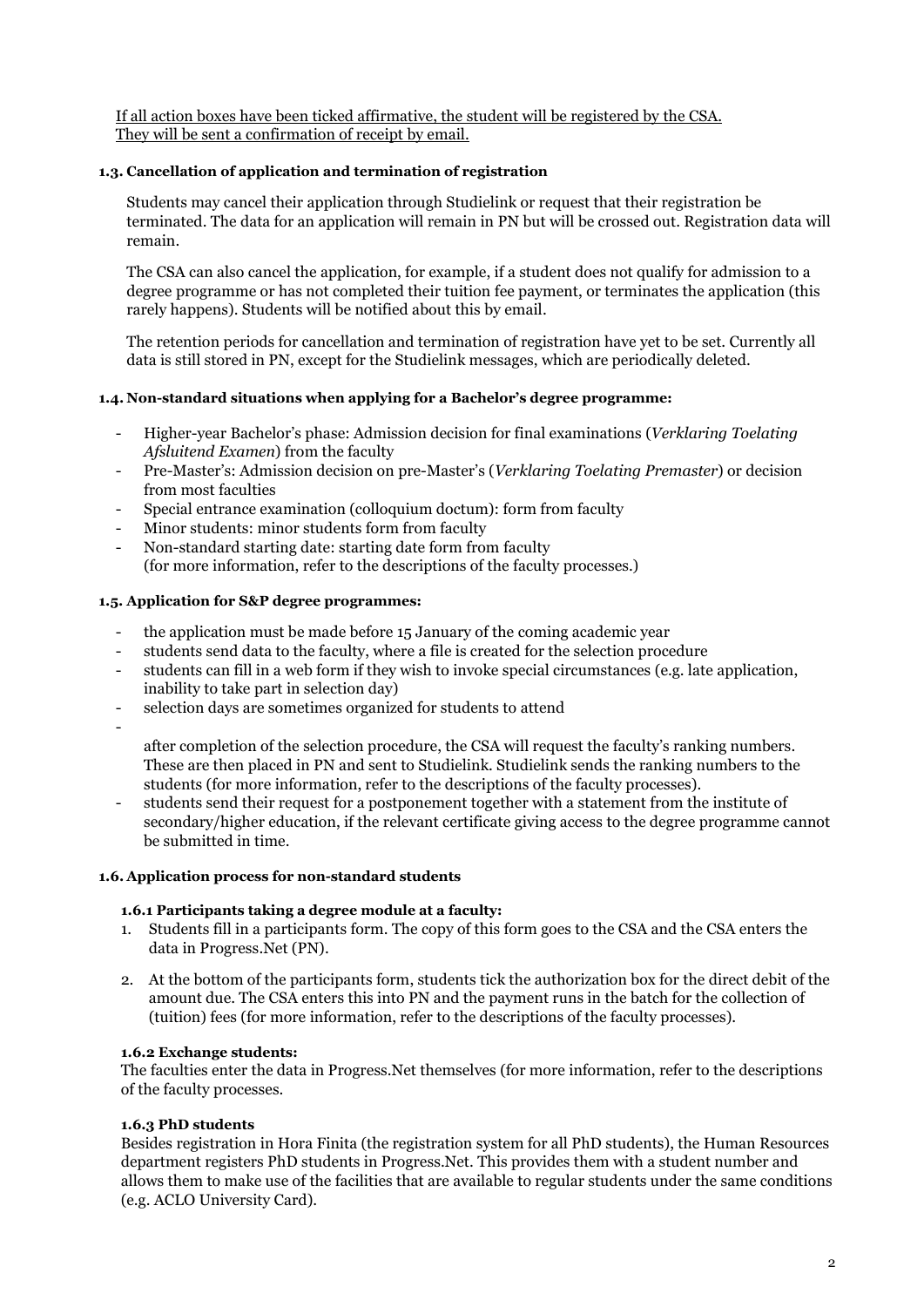If all action boxes have been ticked affirmative, the student will be registered by the CSA. They will be sent a confirmation of receipt by email.

### 1.3. Cancellation of application and termination of registration

Students may cancel their application through Studielink or request that their registration be terminated. The data for an application will remain in PN but will be crossed out. Registration data will remain.

The CSA can also cancel the application, for example, if a student does not qualify for admission to a degree programme or has not completed their tuition fee payment, or terminates the application (this rarely happens). Students will be notified about this by email.

The retention periods for cancellation and termination of registration have yet to be set. Currently all data is still stored in PN, except for the Studielink messages, which are periodically deleted.

### 1.4. Non-standard situations when applying for a Bachelor's degree programme:

- Higher-year Bachelor's phase: Admission decision for final examinations (*Verklaring Toelating Afsluitend Examen*) from the faculty
- Pre-Master's: Admission decision on pre-Master's (*Verklaring Toelating Premaster*) or decision from most faculties
- Special entrance examination (colloquium doctum): form from faculty
- Minor students: minor students form from faculty
- Non-standard starting date: starting date form from faculty (for more information, refer to the descriptions of the faculty processes.)

### 1.5. Application for S&P degree programmes:

- the application must be made before 15 January of the coming academic year
- students send data to the faculty, where a file is created for the selection procedure
- students can fill in a web form if they wish to invoke special circumstances (e.g. late application, inability to take part in selection day)
- selection days are sometimes organized for students to attend
- after completion of the selection procedure, the CSA will request the faculty's ranking numbers. These are then placed in PN and sent to Studielink. Studielink sends the ranking numbers to the students (for more information, refer to the descriptions of the faculty processes).
- students send their request for a postponement together with a statement from the institute of secondary/higher education, if the relevant certificate giving access to the degree programme cannot be submitted in time.

### 1.6. Application process for non-standard students

#### 1.6.1 Participants taking a degree module at a faculty:

1. Students fill in a participants form. The copy of this form goes to the CSA and the CSA enters the data in Progress.Net (PN).
2. At the bottom of the participants form, students tick the authorization box for the direct debit of the amount due. The CSA enters this into PN and the payment runs in the batch for the collection of (tuition) fees (for more information, refer to the descriptions of the faculty processes).

#### 1.6.2 Exchange students:

The faculties enter the data in Progress.Net themselves (for more information, refer to the descriptions of the faculty processes.

#### 1.6.3 PhD students

Besides registration in Hora Finita (the registration system for all PhD students), the Human Resources department registers PhD students in Progress.Net. This provides them with a student number and allows them to make use of the facilities that are available to regular students under the same conditions (e.g. ACLO University Card).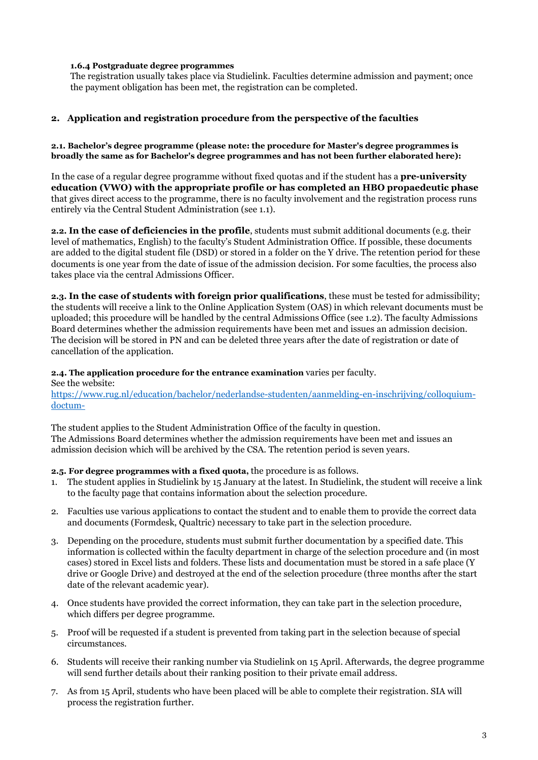#### 1.6.4 Postgraduate degree programmes

The registration usually takes place via Studielink. Faculties determine admission and payment; once the payment obligation has been met, the registration can be completed.

## 2. Application and registration procedure from the perspective of the faculties

**2.1. Bachelor's degree programme (please note: the procedure for Master's degree programmes is broadly the same as for Bachelor's degree programmes and has not been further elaborated here):**

In the case of a regular degree programme without fixed quotas and if the student has a **pre-university education (VWO) with the appropriate profile or has completed an HBO propaedeutic phase** that gives direct access to the programme, there is no faculty involvement and the registration process runs entirely via the Central Student Administration (see 1.1).

**2.2. In the case of deficiencies in the profile**, students must submit additional documents (e.g. their level of mathematics, English) to the faculty's Student Administration Office. If possible, these documents are added to the digital student file (DSD) or stored in a folder on the Y drive. The retention period for these documents is one year from the date of issue of the admission decision. For some faculties, the process also takes place via the central Admissions Officer.

**2.3. In the case of students with foreign prior qualifications**, these must be tested for admissibility; the students will receive a link to the Online Application System (OAS) in which relevant documents must be uploaded; this procedure will be handled by the central Admissions Office (see 1.2). The faculty Admissions Board determines whether the admission requirements have been met and issues an admission decision. The decision will be stored in PN and can be deleted three years after the date of registration or date of cancellation of the application.

**2.4. The application procedure for the entrance examination** varies per faculty.
See the website:
https://www.rug.nl/education/bachelor/nederlandse-studenten/aanmelding-en-inschrijving/colloquium-doctum-

The student applies to the Student Administration Office of the faculty in question.
The Admissions Board determines whether the admission requirements have been met and issues an admission decision which will be archived by the CSA. The retention period is seven years.

**2.5. For degree programmes with a fixed quota,** the procedure is as follows.

1. The student applies in Studielink by 15 January at the latest. In Studielink, the student will receive a link to the faculty page that contains information about the selection procedure.
2. Faculties use various applications to contact the student and to enable them to provide the correct data and documents (Formdesk, Qualtric) necessary to take part in the selection procedure.
3. Depending on the procedure, students must submit further documentation by a specified date. This information is collected within the faculty department in charge of the selection procedure and (in most cases) stored in Excel lists and folders. These lists and documentation must be stored in a safe place (Y drive or Google Drive) and destroyed at the end of the selection procedure (three months after the start date of the relevant academic year).
4. Once students have provided the correct information, they can take part in the selection procedure, which differs per degree programme.
5. Proof will be requested if a student is prevented from taking part in the selection because of special circumstances.
6. Students will receive their ranking number via Studielink on 15 April. Afterwards, the degree programme will send further details about their ranking position to their private email address.
7. As from 15 April, students who have been placed will be able to complete their registration. SIA will process the registration further.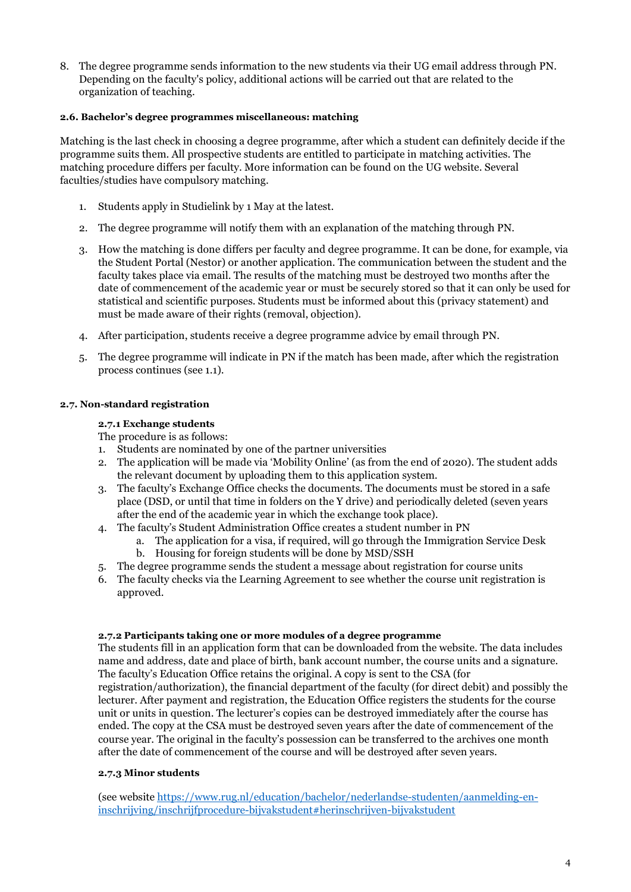8. The degree programme sends information to the new students via their UG email address through PN. Depending on the faculty's policy, additional actions will be carried out that are related to the organization of teaching.

#### 2.6. Bachelor's degree programmes miscellaneous: matching

Matching is the last check in choosing a degree programme, after which a student can definitely decide if the programme suits them. All prospective students are entitled to participate in matching activities. The matching procedure differs per faculty. More information can be found on the UG website. Several faculties/studies have compulsory matching.

1. Students apply in Studielink by 1 May at the latest.
2. The degree programme will notify them with an explanation of the matching through PN.
3. How the matching is done differs per faculty and degree programme. It can be done, for example, via the Student Portal (Nestor) or another application. The communication between the student and the faculty takes place via email. The results of the matching must be destroyed two months after the date of commencement of the academic year or must be securely stored so that it can only be used for statistical and scientific purposes. Students must be informed about this (privacy statement) and must be made aware of their rights (removal, objection).
4. After participation, students receive a degree programme advice by email through PN.
5. The degree programme will indicate in PN if the match has been made, after which the registration process continues (see 1.1).

#### 2.7. Non-standard registration

##### 2.7.1 Exchange students

The procedure is as follows:

1. Students are nominated by one of the partner universities
2. The application will be made via 'Mobility Online' (as from the end of 2020). The student adds the relevant document by uploading them to this application system.
3. The faculty's Exchange Office checks the documents. The documents must be stored in a safe place (DSD, or until that time in folders on the Y drive) and periodically deleted (seven years after the end of the academic year in which the exchange took place).
4. The faculty's Student Administration Office creates a student number in PN
    a. The application for a visa, if required, will go through the Immigration Service Desk
    b. Housing for foreign students will be done by MSD/SSH
5. The degree programme sends the student a message about registration for course units
6. The faculty checks via the Learning Agreement to see whether the course unit registration is approved.

##### 2.7.2 Participants taking one or more modules of a degree programme

The students fill in an application form that can be downloaded from the website. The data includes name and address, date and place of birth, bank account number, the course units and a signature. The faculty's Education Office retains the original. A copy is sent to the CSA (for registration/authorization), the financial department of the faculty (for direct debit) and possibly the lecturer. After payment and registration, the Education Office registers the students for the course unit or units in question. The lecturer's copies can be destroyed immediately after the course has ended. The copy at the CSA must be destroyed seven years after the date of commencement of the course year. The original in the faculty's possession can be transferred to the archives one month after the date of commencement of the course and will be destroyed after seven years.

##### 2.7.3 Minor students

(see website https://www.rug.nl/education/bachelor/nederlandse-studenten/aanmelding-en-inschrijving/inschrijfprocedure-bijvakstudent#herinschrijven-bijvakstudent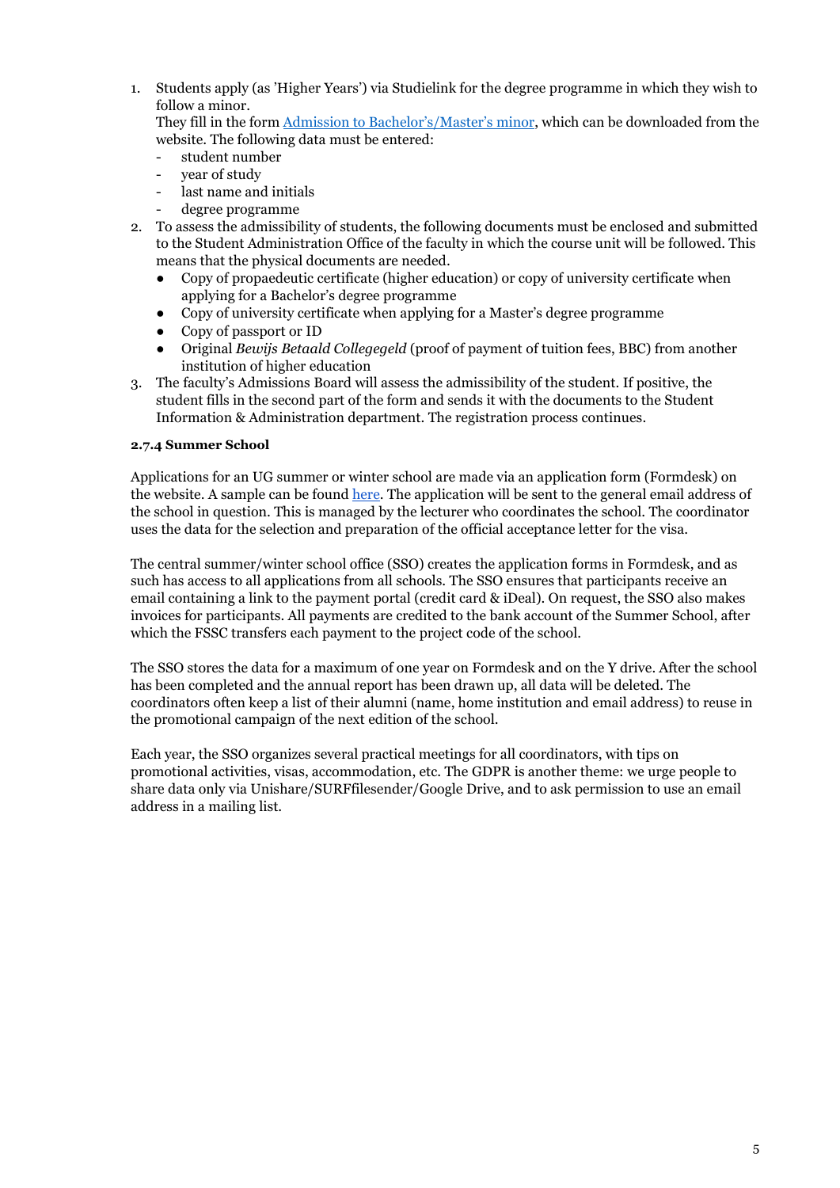1. Students apply (as 'Higher Years') via Studielink for the degree programme in which they wish to follow a minor.
   They fill in the form [Admission to Bachelor's/Master's minor](), which can be downloaded from the website. The following data must be entered:
   - student number
   - year of study
   - last name and initials
   - degree programme
2. To assess the admissibility of students, the following documents must be enclosed and submitted to the Student Administration Office of the faculty in which the course unit will be followed. This means that the physical documents are needed.
   - Copy of propaedeutic certificate (higher education) or copy of university certificate when applying for a Bachelor's degree programme
   - Copy of university certificate when applying for a Master's degree programme
   - Copy of passport or ID
   - Original *Bewijs Betaald Collegegeld* (proof of payment of tuition fees, BBC) from another institution of higher education
3. The faculty's Admissions Board will assess the admissibility of the student. If positive, the student fills in the second part of the form and sends it with the documents to the Student Information & Administration department. The registration process continues.

**2.7.4 Summer School**

Applications for an UG summer or winter school are made via an application form (Formdesk) on the website. A sample can be found [here](). The application will be sent to the general email address of the school in question. This is managed by the lecturer who coordinates the school. The coordinator uses the data for the selection and preparation of the official acceptance letter for the visa.

The central summer/winter school office (SSO) creates the application forms in Formdesk, and as such has access to all applications from all schools. The SSO ensures that participants receive an email containing a link to the payment portal (credit card & iDeal). On request, the SSO also makes invoices for participants. All payments are credited to the bank account of the Summer School, after which the FSSC transfers each payment to the project code of the school.

The SSO stores the data for a maximum of one year on Formdesk and on the Y drive. After the school has been completed and the annual report has been drawn up, all data will be deleted. The coordinators often keep a list of their alumni (name, home institution and email address) to reuse in the promotional campaign of the next edition of the school.

Each year, the SSO organizes several practical meetings for all coordinators, with tips on promotional activities, visas, accommodation, etc. The GDPR is another theme: we urge people to share data only via Unishare/SURFfilesender/Google Drive, and to ask permission to use an email address in a mailing list.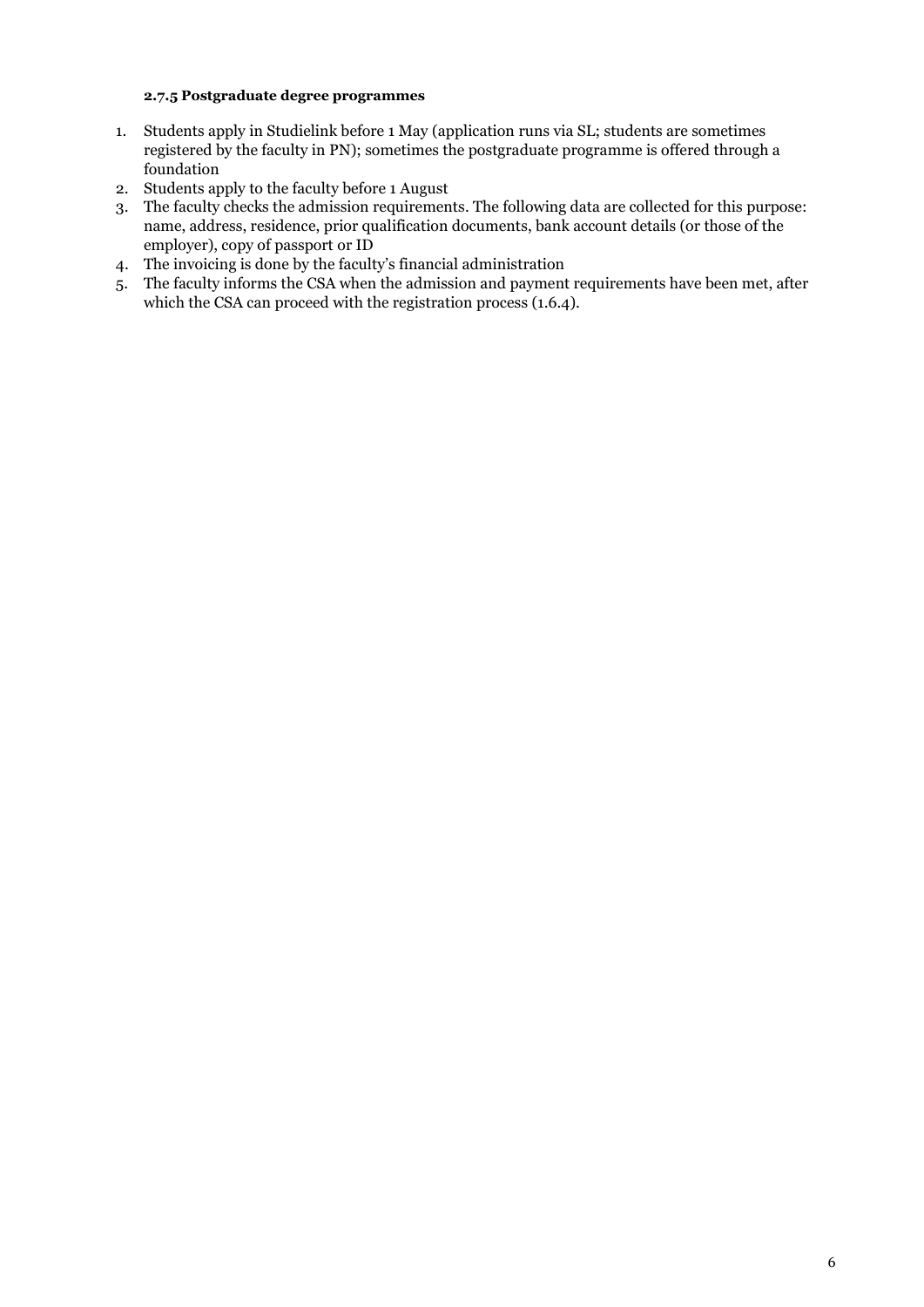#### 2.7.5 Postgraduate degree programmes

1. Students apply in Studielink before 1 May (application runs via SL; students are sometimes registered by the faculty in PN); sometimes the postgraduate programme is offered through a foundation
2. Students apply to the faculty before 1 August
3. The faculty checks the admission requirements. The following data are collected for this purpose: name, address, residence, prior qualification documents, bank account details (or those of the employer), copy of passport or ID
4. The invoicing is done by the faculty's financial administration
5. The faculty informs the CSA when the admission and payment requirements have been met, after which the CSA can proceed with the registration process (1.6.4).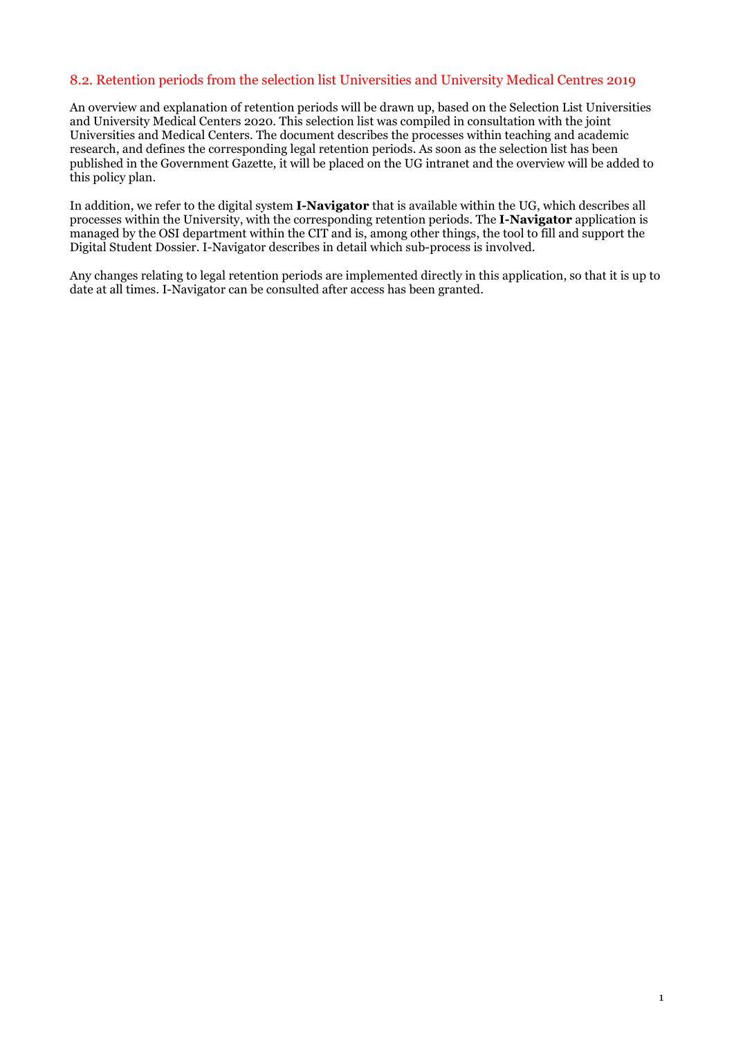## 8.2. Retention periods from the selection list Universities and University Medical Centres 2019

An overview and explanation of retention periods will be drawn up, based on the Selection List Universities and University Medical Centers 2020. This selection list was compiled in consultation with the joint Universities and Medical Centers. The document describes the processes within teaching and academic research, and defines the corresponding legal retention periods. As soon as the selection list has been published in the Government Gazette, it will be placed on the UG intranet and the overview will be added to this policy plan.

In addition, we refer to the digital system **I-Navigator** that is available within the UG, which describes all processes within the University, with the corresponding retention periods. The **I-Navigator** application is managed by the OSI department within the CIT and is, among other things, the tool to fill and support the Digital Student Dossier. I-Navigator describes in detail which sub-process is involved.

Any changes relating to legal retention periods are implemented directly in this application, so that it is up to date at all times. I-Navigator can be consulted after access has been granted.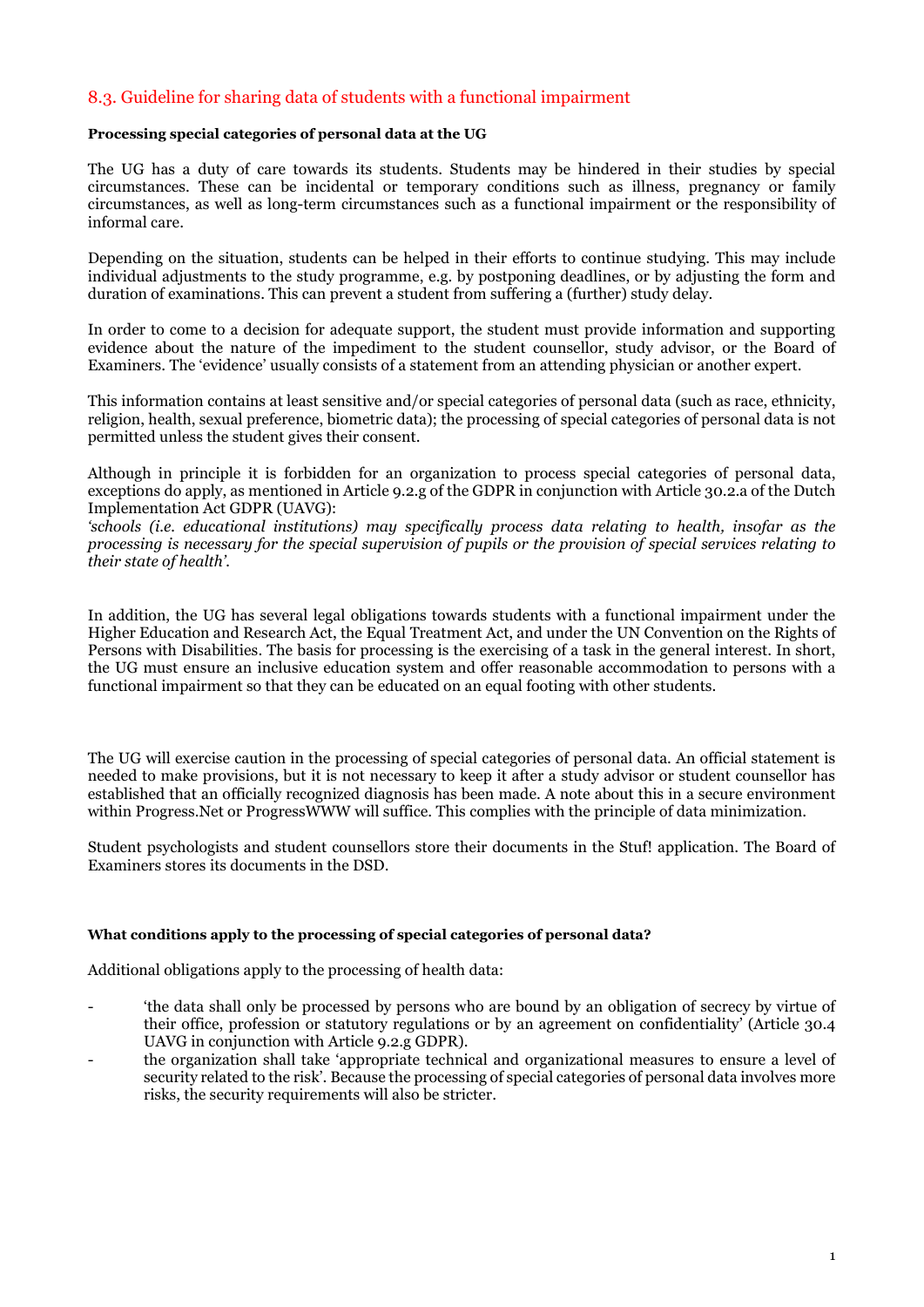## 8.3. Guideline for sharing data of students with a functional impairment

**Processing special categories of personal data at the UG**

The UG has a duty of care towards its students. Students may be hindered in their studies by special circumstances. These can be incidental or temporary conditions such as illness, pregnancy or family circumstances, as well as long-term circumstances such as a functional impairment or the responsibility of informal care.

Depending on the situation, students can be helped in their efforts to continue studying. This may include individual adjustments to the study programme, e.g. by postponing deadlines, or by adjusting the form and duration of examinations. This can prevent a student from suffering a (further) study delay.

In order to come to a decision for adequate support, the student must provide information and supporting evidence about the nature of the impediment to the student counsellor, study advisor, or the Board of Examiners. The 'evidence' usually consists of a statement from an attending physician or another expert.

This information contains at least sensitive and/or special categories of personal data (such as race, ethnicity, religion, health, sexual preference, biometric data); the processing of special categories of personal data is not permitted unless the student gives their consent.

Although in principle it is forbidden for an organization to process special categories of personal data, exceptions do apply, as mentioned in Article 9.2.g of the GDPR in conjunction with Article 30.2.a of the Dutch Implementation Act GDPR (UAVG):
*'schools (i.e. educational institutions) may specifically process data relating to health, insofar as the processing is necessary for the special supervision of pupils or the provision of special services relating to their state of health'.*

In addition, the UG has several legal obligations towards students with a functional impairment under the Higher Education and Research Act, the Equal Treatment Act, and under the UN Convention on the Rights of Persons with Disabilities. The basis for processing is the exercising of a task in the general interest. In short, the UG must ensure an inclusive education system and offer reasonable accommodation to persons with a functional impairment so that they can be educated on an equal footing with other students.

The UG will exercise caution in the processing of special categories of personal data. An official statement is needed to make provisions, but it is not necessary to keep it after a study advisor or student counsellor has established that an officially recognized diagnosis has been made. A note about this in a secure environment within Progress.Net or ProgressWWW will suffice. This complies with the principle of data minimization.

Student psychologists and student counsellors store their documents in the Stuf! application. The Board of Examiners stores its documents in the DSD.

**What conditions apply to the processing of special categories of personal data?**

Additional obligations apply to the processing of health data:

- 'the data shall only be processed by persons who are bound by an obligation of secrecy by virtue of their office, profession or statutory regulations or by an agreement on confidentiality' (Article 30.4 UAVG in conjunction with Article 9.2.g GDPR).
- the organization shall take 'appropriate technical and organizational measures to ensure a level of security related to the risk'. Because the processing of special categories of personal data involves more risks, the security requirements will also be stricter.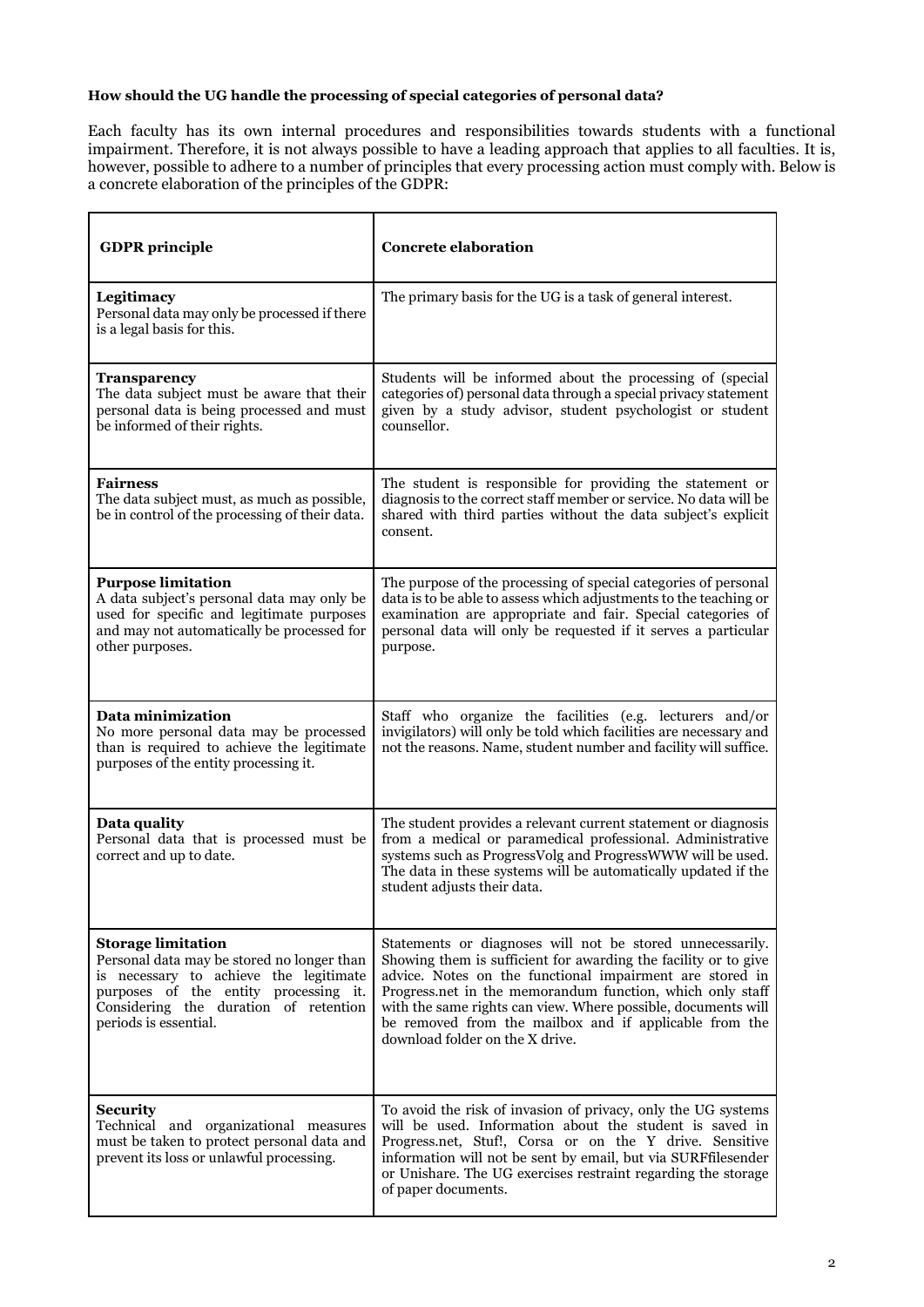**How should the UG handle the processing of special categories of personal data?**

Each faculty has its own internal procedures and responsibilities towards students with a functional impairment. Therefore, it is not always possible to have a leading approach that applies to all faculties. It is, however, possible to adhere to a number of principles that every processing action must comply with. Below is a concrete elaboration of the principles of the GDPR:

| **GDPR principle** | **Concrete elaboration** |
| --- | --- |
| **Legitimacy**<br>Personal data may only be processed if there is a legal basis for this. | The primary basis for the UG is a task of general interest. |
| **Transparency**<br>The data subject must be aware that their personal data is being processed and must be informed of their rights. | Students will be informed about the processing of (special categories of) personal data through a special privacy statement given by a study advisor, student psychologist or student counsellor. |
| **Fairness**<br>The data subject must, as much as possible, be in control of the processing of their data. | The student is responsible for providing the statement or diagnosis to the correct staff member or service. No data will be shared with third parties without the data subject's explicit consent. |
| **Purpose limitation**<br>A data subject's personal data may only be used for specific and legitimate purposes and may not automatically be processed for other purposes. | The purpose of the processing of special categories of personal data is to be able to assess which adjustments to the teaching or examination are appropriate and fair. Special categories of personal data will only be requested if it serves a particular purpose. |
| **Data minimization**<br>No more personal data may be processed than is required to achieve the legitimate purposes of the entity processing it. | Staff who organize the facilities (e.g. lecturers and/or invigilators) will only be told which facilities are necessary and not the reasons. Name, student number and facility will suffice. |
| **Data quality**<br>Personal data that is processed must be correct and up to date. | The student provides a relevant current statement or diagnosis from a medical or paramedical professional. Administrative systems such as ProgressVolg and ProgressWWW will be used. The data in these systems will be automatically updated if the student adjusts their data. |
| **Storage limitation**<br>Personal data may be stored no longer than is necessary to achieve the legitimate purposes of the entity processing it. Considering the duration of retention periods is essential. | Statements or diagnoses will not be stored unnecessarily. Showing them is sufficient for awarding the facility or to give advice. Notes on the functional impairment are stored in Progress.net in the memorandum function, which only staff with the same rights can view. Where possible, documents will be removed from the mailbox and if applicable from the download folder on the X drive. |
| **Security**<br>Technical and organizational measures must be taken to protect personal data and prevent its loss or unlawful processing. | To avoid the risk of invasion of privacy, only the UG systems will be used. Information about the student is saved in Progress.net, Stuf!, Corsa or on the Y drive. Sensitive information will not be sent by email, but via SURFfilesender or Unishare. The UG exercises restraint regarding the storage of paper documents. |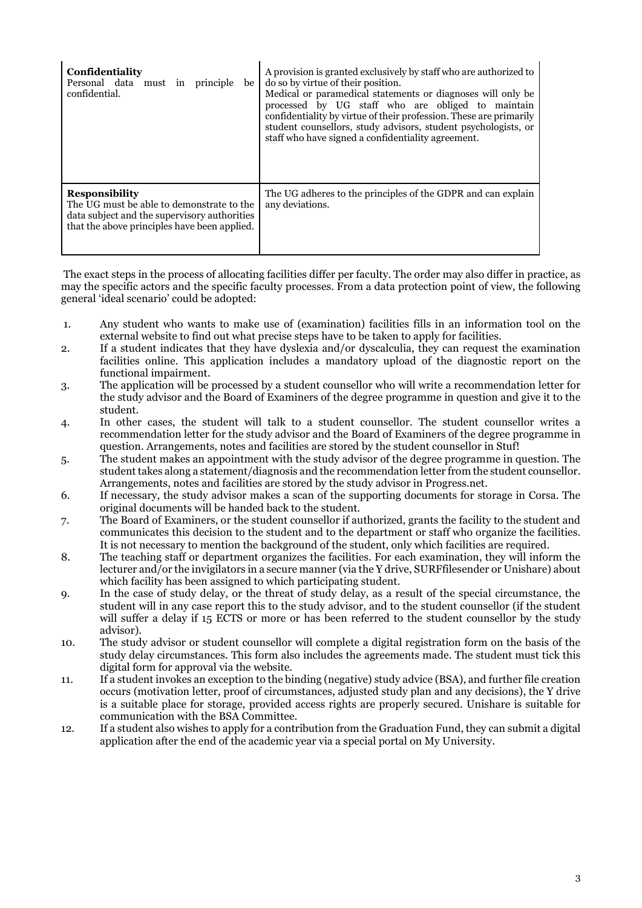| | |
|---|---|
| **Confidentiality**<br>Personal data must in principle be confidential. | A provision is granted exclusively by staff who are authorized to do so by virtue of their position.<br>Medical or paramedical statements or diagnoses will only be processed by UG staff who are obliged to maintain confidentiality by virtue of their profession. These are primarily student counsellors, study advisors, student psychologists, or staff who have signed a confidentiality agreement. |
| **Responsibility**<br>The UG must be able to demonstrate to the data subject and the supervisory authorities that the above principles have been applied. | The UG adheres to the principles of the GDPR and can explain any deviations. |

The exact steps in the process of allocating facilities differ per faculty. The order may also differ in practice, as may the specific actors and the specific faculty processes. From a data protection point of view, the following general 'ideal scenario' could be adopted:

1. Any student who wants to make use of (examination) facilities fills in an information tool on the external website to find out what precise steps have to be taken to apply for facilities.
2. If a student indicates that they have dyslexia and/or dyscalculia, they can request the examination facilities online. This application includes a mandatory upload of the diagnostic report on the functional impairment.
3. The application will be processed by a student counsellor who will write a recommendation letter for the study advisor and the Board of Examiners of the degree programme in question and give it to the student.
4. In other cases, the student will talk to a student counsellor. The student counsellor writes a recommendation letter for the study advisor and the Board of Examiners of the degree programme in question. Arrangements, notes and facilities are stored by the student counsellor in Stuf!
5. The student makes an appointment with the study advisor of the degree programme in question. The student takes along a statement/diagnosis and the recommendation letter from the student counsellor. Arrangements, notes and facilities are stored by the study advisor in Progress.net.
6. If necessary, the study advisor makes a scan of the supporting documents for storage in Corsa. The original documents will be handed back to the student.
7. The Board of Examiners, or the student counsellor if authorized, grants the facility to the student and communicates this decision to the student and to the department or staff who organize the facilities. It is not necessary to mention the background of the student, only which facilities are required.
8. The teaching staff or department organizes the facilities. For each examination, they will inform the lecturer and/or the invigilators in a secure manner (via the Y drive, SURFfilesender or Unishare) about which facility has been assigned to which participating student.
9. In the case of study delay, or the threat of study delay, as a result of the special circumstance, the student will in any case report this to the study advisor, and to the student counsellor (if the student will suffer a delay if 15 ECTS or more or has been referred to the student counsellor by the study advisor).
10. The study advisor or student counsellor will complete a digital registration form on the basis of the study delay circumstances. This form also includes the agreements made. The student must tick this digital form for approval via the website.
11. If a student invokes an exception to the binding (negative) study advice (BSA), and further file creation occurs (motivation letter, proof of circumstances, adjusted study plan and any decisions), the Y drive is a suitable place for storage, provided access rights are properly secured. Unishare is suitable for communication with the BSA Committee.
12. If a student also wishes to apply for a contribution from the Graduation Fund, they can submit a digital application after the end of the academic year via a special portal on My University.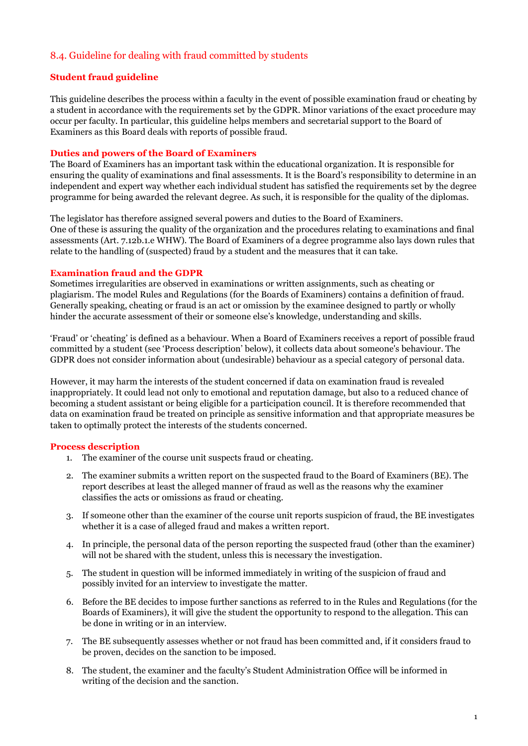## 8.4. Guideline for dealing with fraud committed by students

### Student fraud guideline

This guideline describes the process within a faculty in the event of possible examination fraud or cheating by a student in accordance with the requirements set by the GDPR. Minor variations of the exact procedure may occur per faculty. In particular, this guideline helps members and secretarial support to the Board of Examiners as this Board deals with reports of possible fraud.

### Duties and powers of the Board of Examiners

The Board of Examiners has an important task within the educational organization. It is responsible for ensuring the quality of examinations and final assessments. It is the Board's responsibility to determine in an independent and expert way whether each individual student has satisfied the requirements set by the degree programme for being awarded the relevant degree. As such, it is responsible for the quality of the diplomas.

The legislator has therefore assigned several powers and duties to the Board of Examiners.
One of these is assuring the quality of the organization and the procedures relating to examinations and final assessments (Art. 7.12b.1.e WHW). The Board of Examiners of a degree programme also lays down rules that relate to the handling of (suspected) fraud by a student and the measures that it can take.

### Examination fraud and the GDPR

Sometimes irregularities are observed in examinations or written assignments, such as cheating or plagiarism. The model Rules and Regulations (for the Boards of Examiners) contains a definition of fraud. Generally speaking, cheating or fraud is an act or omission by the examinee designed to partly or wholly hinder the accurate assessment of their or someone else's knowledge, understanding and skills.

'Fraud' or 'cheating' is defined as a behaviour. When a Board of Examiners receives a report of possible fraud committed by a student (see 'Process description' below), it collects data about someone's behaviour. The GDPR does not consider information about (undesirable) behaviour as a special category of personal data.

However, it may harm the interests of the student concerned if data on examination fraud is revealed inappropriately. It could lead not only to emotional and reputation damage, but also to a reduced chance of becoming a student assistant or being eligible for a participation council. It is therefore recommended that data on examination fraud be treated on principle as sensitive information and that appropriate measures be taken to optimally protect the interests of the students concerned.

### Process description

1. The examiner of the course unit suspects fraud or cheating.
2. The examiner submits a written report on the suspected fraud to the Board of Examiners (BE). The report describes at least the alleged manner of fraud as well as the reasons why the examiner classifies the acts or omissions as fraud or cheating.
3. If someone other than the examiner of the course unit reports suspicion of fraud, the BE investigates whether it is a case of alleged fraud and makes a written report.
4. In principle, the personal data of the person reporting the suspected fraud (other than the examiner) will not be shared with the student, unless this is necessary the investigation.
5. The student in question will be informed immediately in writing of the suspicion of fraud and possibly invited for an interview to investigate the matter.
6. Before the BE decides to impose further sanctions as referred to in the Rules and Regulations (for the Boards of Examiners), it will give the student the opportunity to respond to the allegation. This can be done in writing or in an interview.
7. The BE subsequently assesses whether or not fraud has been committed and, if it considers fraud to be proven, decides on the sanction to be imposed.
8. The student, the examiner and the faculty's Student Administration Office will be informed in writing of the decision and the sanction.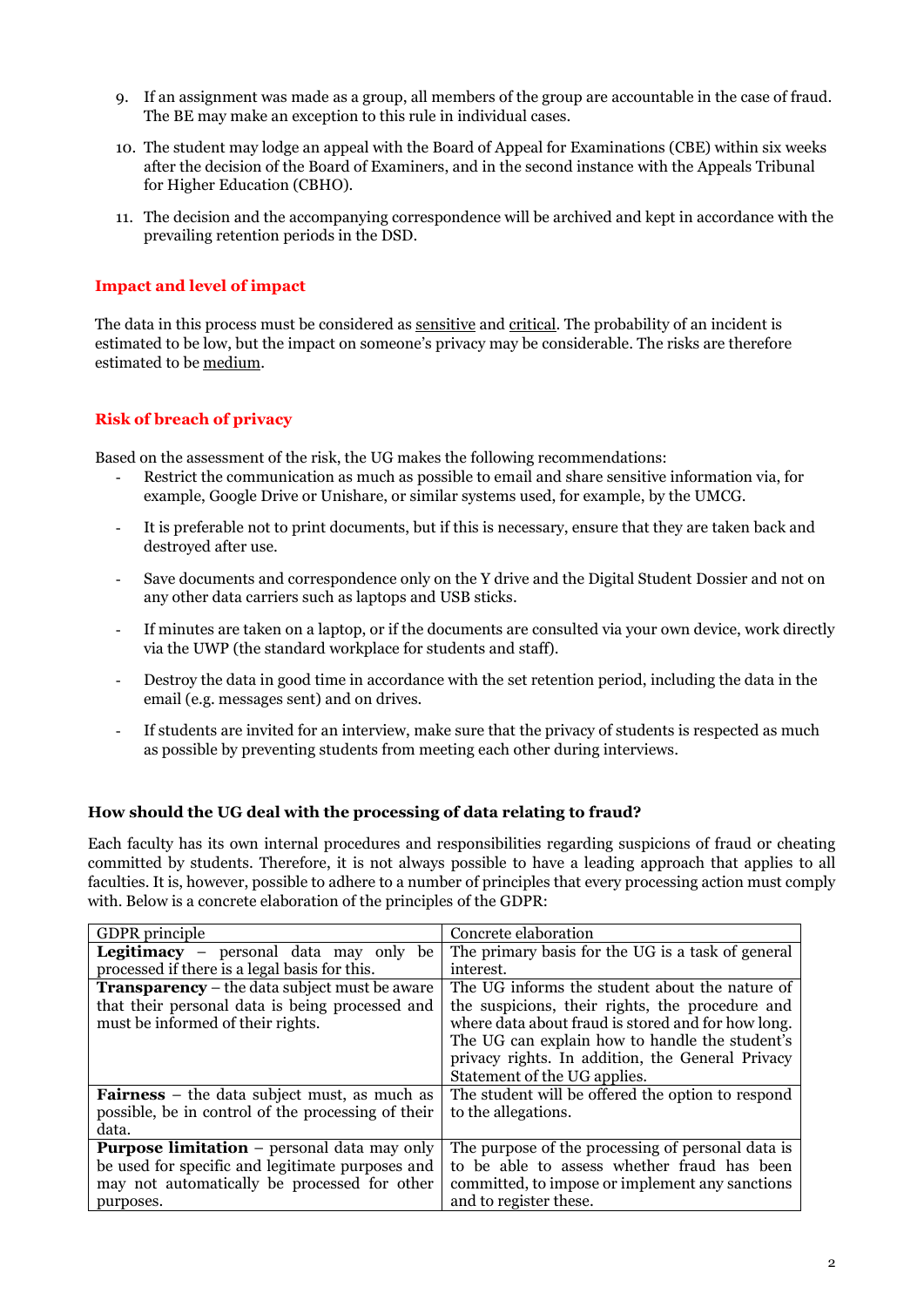9. If an assignment was made as a group, all members of the group are accountable in the case of fraud. The BE may make an exception to this rule in individual cases.

10. The student may lodge an appeal with the Board of Appeal for Examinations (CBE) within six weeks after the decision of the Board of Examiners, and in the second instance with the Appeals Tribunal for Higher Education (CBHO).

11. The decision and the accompanying correspondence will be archived and kept in accordance with the prevailing retention periods in the DSD.

### Impact and level of impact

The data in this process must be considered as sensitive and critical. The probability of an incident is estimated to be low, but the impact on someone's privacy may be considerable. The risks are therefore estimated to be medium.

### Risk of breach of privacy

Based on the assessment of the risk, the UG makes the following recommendations:

- Restrict the communication as much as possible to email and share sensitive information via, for example, Google Drive or Unishare, or similar systems used, for example, by the UMCG.
- It is preferable not to print documents, but if this is necessary, ensure that they are taken back and destroyed after use.
- Save documents and correspondence only on the Y drive and the Digital Student Dossier and not on any other data carriers such as laptops and USB sticks.
- If minutes are taken on a laptop, or if the documents are consulted via your own device, work directly via the UWP (the standard workplace for students and staff).
- Destroy the data in good time in accordance with the set retention period, including the data in the email (e.g. messages sent) and on drives.
- If students are invited for an interview, make sure that the privacy of students is respected as much as possible by preventing students from meeting each other during interviews.

### How should the UG deal with the processing of data relating to fraud?

Each faculty has its own internal procedures and responsibilities regarding suspicions of fraud or cheating committed by students. Therefore, it is not always possible to have a leading approach that applies to all faculties. It is, however, possible to adhere to a number of principles that every processing action must comply with. Below is a concrete elaboration of the principles of the GDPR:

| GDPR principle | Concrete elaboration |
|---|---|
| **Legitimacy** – personal data may only be processed if there is a legal basis for this. | The primary basis for the UG is a task of general interest. |
| **Transparency** – the data subject must be aware that their personal data is being processed and must be informed of their rights. | The UG informs the student about the nature of the suspicions, their rights, the procedure and where data about fraud is stored and for how long. The UG can explain how to handle the student's privacy rights. In addition, the General Privacy Statement of the UG applies. |
| **Fairness** – the data subject must, as much as possible, be in control of the processing of their data. | The student will be offered the option to respond to the allegations. |
| **Purpose limitation** – personal data may only be used for specific and legitimate purposes and may not automatically be processed for other purposes. | The purpose of the processing of personal data is to be able to assess whether fraud has been committed, to impose or implement any sanctions and to register these. |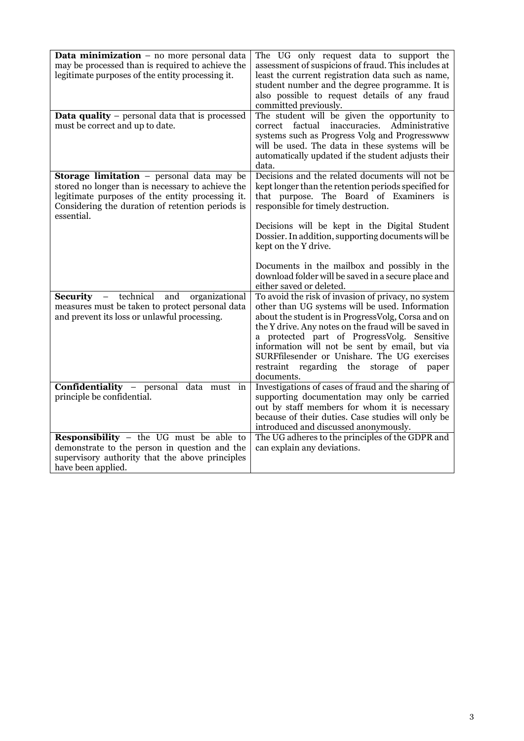| | |
|---|---|
| **Data minimization** – no more personal data may be processed than is required to achieve the legitimate purposes of the entity processing it. | The UG only request data to support the assessment of suspicions of fraud. This includes at least the current registration data such as name, student number and the degree programme. It is also possible to request details of any fraud committed previously. |
| **Data quality** – personal data that is processed must be correct and up to date. | The student will be given the opportunity to correct factual inaccuracies. Administrative systems such as Progress Volg and Progresswww will be used. The data in these systems will be automatically updated if the student adjusts their data. |
| **Storage limitation** – personal data may be stored no longer than is necessary to achieve the legitimate purposes of the entity processing it. Considering the duration of retention periods is essential. | Decisions and the related documents will not be kept longer than the retention periods specified for that purpose. The Board of Examiners is responsible for timely destruction.<br><br>Decisions will be kept in the Digital Student Dossier. In addition, supporting documents will be kept on the Y drive.<br><br>Documents in the mailbox and possibly in the download folder will be saved in a secure place and either saved or deleted. |
| **Security** – technical and organizational measures must be taken to protect personal data and prevent its loss or unlawful processing. | To avoid the risk of invasion of privacy, no system other than UG systems will be used. Information about the student is in ProgressVolg, Corsa and on the Y drive. Any notes on the fraud will be saved in a protected part of ProgressVolg. Sensitive information will not be sent by email, but via SURFfilesender or Unishare. The UG exercises restraint regarding the storage of paper documents. |
| **Confidentiality** – personal data must in principle be confidential. | Investigations of cases of fraud and the sharing of supporting documentation may only be carried out by staff members for whom it is necessary because of their duties. Case studies will only be introduced and discussed anonymously. |
| **Responsibility** – the UG must be able to demonstrate to the person in question and the supervisory authority that the above principles have been applied. | The UG adheres to the principles of the GDPR and can explain any deviations. |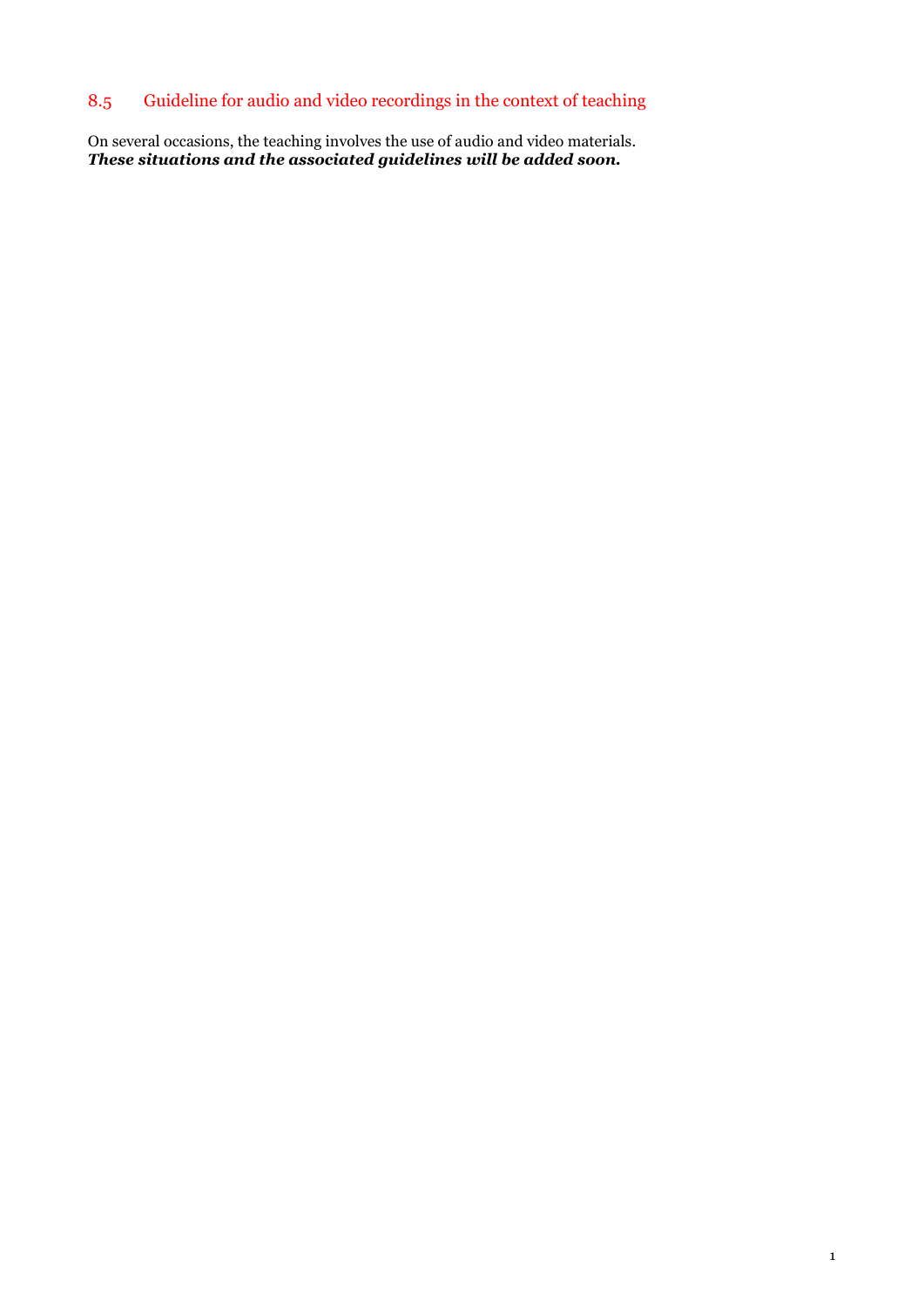## 8.5 Guideline for audio and video recordings in the context of teaching

On several occasions, the teaching involves the use of audio and video materials.
***These situations and the associated guidelines will be added soon.***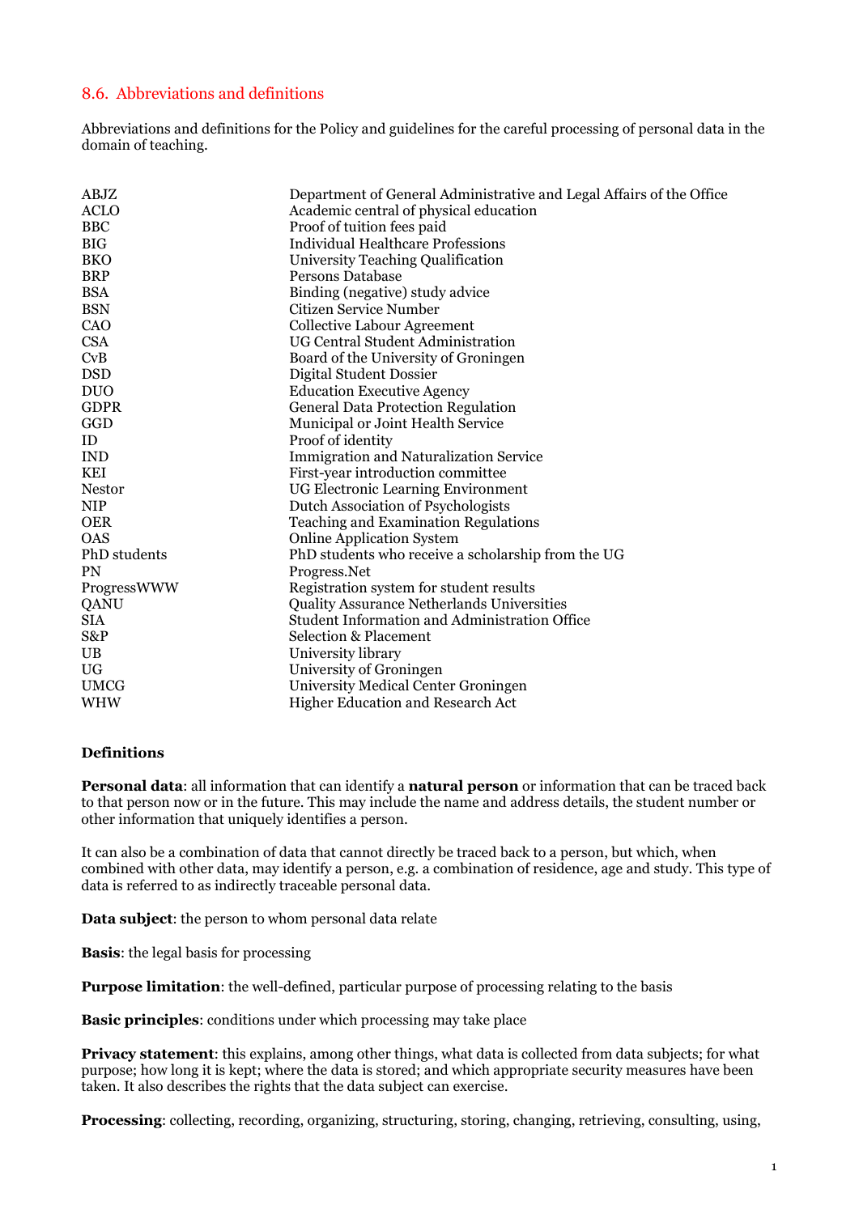## 8.6. Abbreviations and definitions

Abbreviations and definitions for the Policy and guidelines for the careful processing of personal data in the domain of teaching.

| | |
|---|---|
| ABJZ | Department of General Administrative and Legal Affairs of the Office |
| ACLO | Academic central of physical education |
| BBC | Proof of tuition fees paid |
| BIG | Individual Healthcare Professions |
| BKO | University Teaching Qualification |
| BRP | Persons Database |
| BSA | Binding (negative) study advice |
| BSN | Citizen Service Number |
| CAO | Collective Labour Agreement |
| CSA | UG Central Student Administration |
| CvB | Board of the University of Groningen |
| DSD | Digital Student Dossier |
| DUO | Education Executive Agency |
| GDPR | General Data Protection Regulation |
| GGD | Municipal or Joint Health Service |
| ID | Proof of identity |
| IND | Immigration and Naturalization Service |
| KEI | First-year introduction committee |
| Nestor | UG Electronic Learning Environment |
| NIP | Dutch Association of Psychologists |
| OER | Teaching and Examination Regulations |
| OAS | Online Application System |
| PhD students | PhD students who receive a scholarship from the UG |
| PN | Progress.Net |
| ProgressWWW | Registration system for student results |
| QANU | Quality Assurance Netherlands Universities |
| SIA | Student Information and Administration Office |
| S&P | Selection & Placement |
| UB | University library |
| UG | University of Groningen |
| UMCG | University Medical Center Groningen |
| WHW | Higher Education and Research Act |

**Definitions**

**Personal data**: all information that can identify a **natural person** or information that can be traced back to that person now or in the future. This may include the name and address details, the student number or other information that uniquely identifies a person.

It can also be a combination of data that cannot directly be traced back to a person, but which, when combined with other data, may identify a person, e.g. a combination of residence, age and study. This type of data is referred to as indirectly traceable personal data.

**Data subject**: the person to whom personal data relate

**Basis**: the legal basis for processing

**Purpose limitation**: the well-defined, particular purpose of processing relating to the basis

**Basic principles**: conditions under which processing may take place

**Privacy statement**: this explains, among other things, what data is collected from data subjects; for what purpose; how long it is kept; where the data is stored; and which appropriate security measures have been taken. It also describes the rights that the data subject can exercise.

**Processing**: collecting, recording, organizing, structuring, storing, changing, retrieving, consulting, using,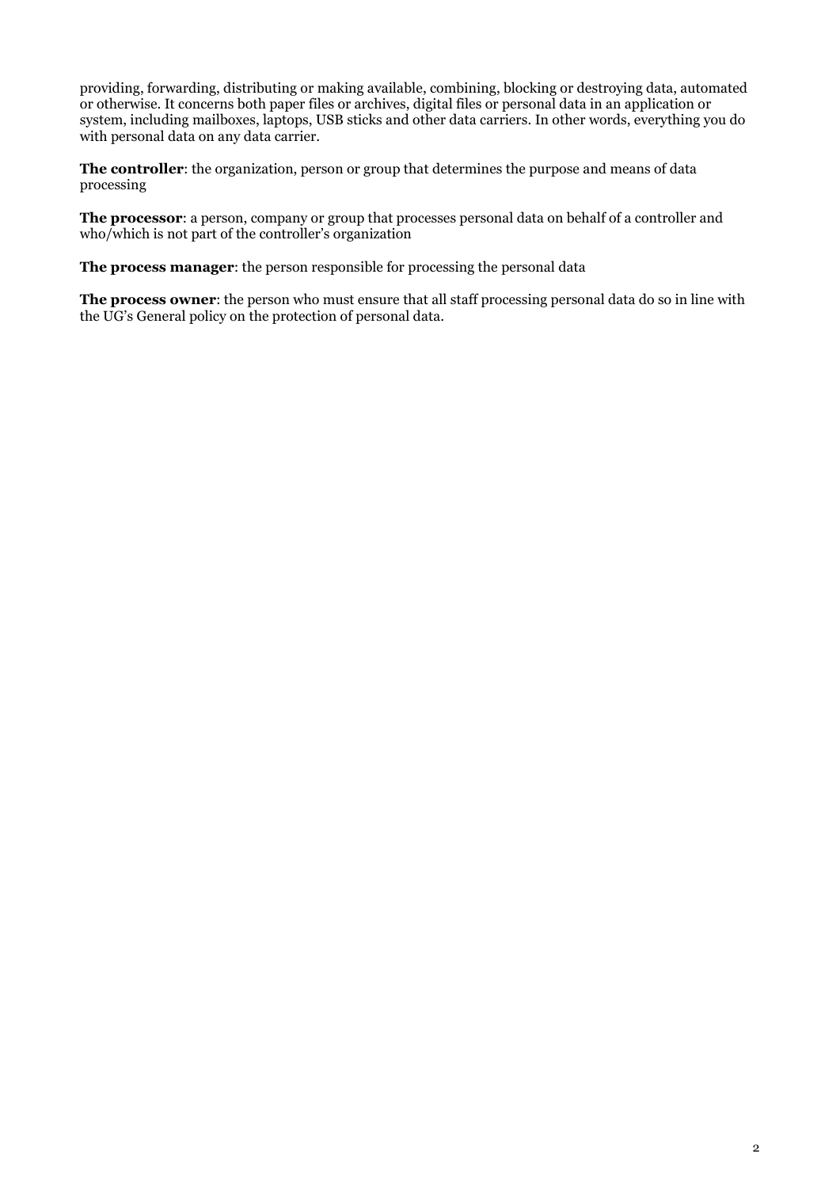providing, forwarding, distributing or making available, combining, blocking or destroying data, automated or otherwise. It concerns both paper files or archives, digital files or personal data in an application or system, including mailboxes, laptops, USB sticks and other data carriers. In other words, everything you do with personal data on any data carrier.

**The controller**: the organization, person or group that determines the purpose and means of data processing

**The processor**: a person, company or group that processes personal data on behalf of a controller and who/which is not part of the controller's organization

**The process manager**: the person responsible for processing the personal data

**The process owner**: the person who must ensure that all staff processing personal data do so in line with the UG's General policy on the protection of personal data.